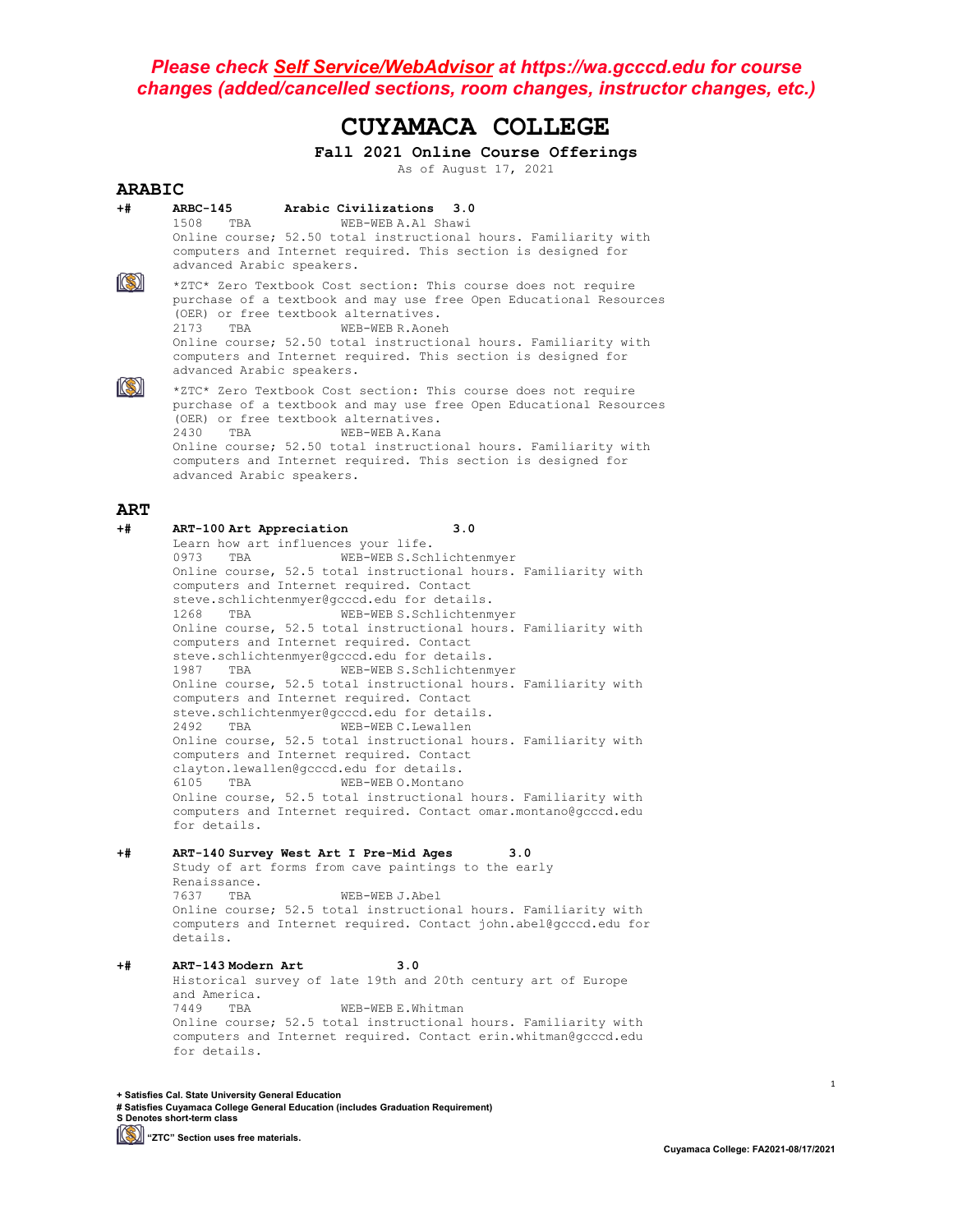***Please check Self Service/WebAdvisor at https://wa.gcccd.edu for course changes (added/cancelled sections, room changes, instructor changes, etc.)***

# CUYAMACA COLLEGE

**Fall 2021 Online Course Offerings**

As of August 17, 2021

## ARABIC

**+# ARBC-145 Arabic Civilizations 3.0**

1508 TBA WEB-WEB A.Al Shawi

Online course; 52.50 total instructional hours. Familiarity with computers and Internet required. This section is designed for advanced Arabic speakers.

*ZTC* Zero Textbook Cost section: This course does not require purchase of a textbook and may use free Open Educational Resources (OER) or free textbook alternatives.

2173 TBA WEB-WEB R.Aoneh

Online course; 52.50 total instructional hours. Familiarity with computers and Internet required. This section is designed for advanced Arabic speakers.

*ZTC* Zero Textbook Cost section: This course does not require purchase of a textbook and may use free Open Educational Resources (OER) or free textbook alternatives.

2430 TBA WEB-WEB A.Kana

Online course; 52.50 total instructional hours. Familiarity with computers and Internet required. This section is designed for advanced Arabic speakers.

## ART

**+# ART-100 Art Appreciation 3.0**

Learn how art influences your life.

0973 TBA WEB-WEB S.Schlichtenmyer

Online course, 52.5 total instructional hours. Familiarity with computers and Internet required. Contact steve.schlichtenmyer@gcccd.edu for details.

1268 TBA WEB-WEB S.Schlichtenmyer

Online course, 52.5 total instructional hours. Familiarity with computers and Internet required. Contact steve.schlichtenmyer@gcccd.edu for details.

1987 TBA WEB-WEB S.Schlichtenmyer

Online course, 52.5 total instructional hours. Familiarity with computers and Internet required. Contact steve.schlichtenmyer@gcccd.edu for details.

2492 TBA WEB-WEB C.Lewallen

Online course, 52.5 total instructional hours. Familiarity with computers and Internet required. Contact clayton.lewallen@gcccd.edu for details.

6105 TBA WEB-WEB O.Montano

Online course, 52.5 total instructional hours. Familiarity with computers and Internet required. Contact omar.montano@gcccd.edu for details.

**+# ART-140 Survey West Art I Pre-Mid Ages 3.0**

Study of art forms from cave paintings to the early Renaissance.

7637 TBA WEB-WEB J.Abel

Online course; 52.5 total instructional hours. Familiarity with computers and Internet required. Contact john.abel@gcccd.edu for details.

**+# ART-143 Modern Art 3.0**

Historical survey of late 19th and 20th century art of Europe and America.

7449 TBA WEB-WEB E.Whitman

Online course; 52.5 total instructional hours. Familiarity with computers and Internet required. Contact erin.whitman@gcccd.edu for details.

**+ Satisfies Cal. State University General Education**
**# Satisfies Cuyamaca College General Education (includes Graduation Requirement)**
**S Denotes short-term class**
**"ZTC" Section uses free materials.**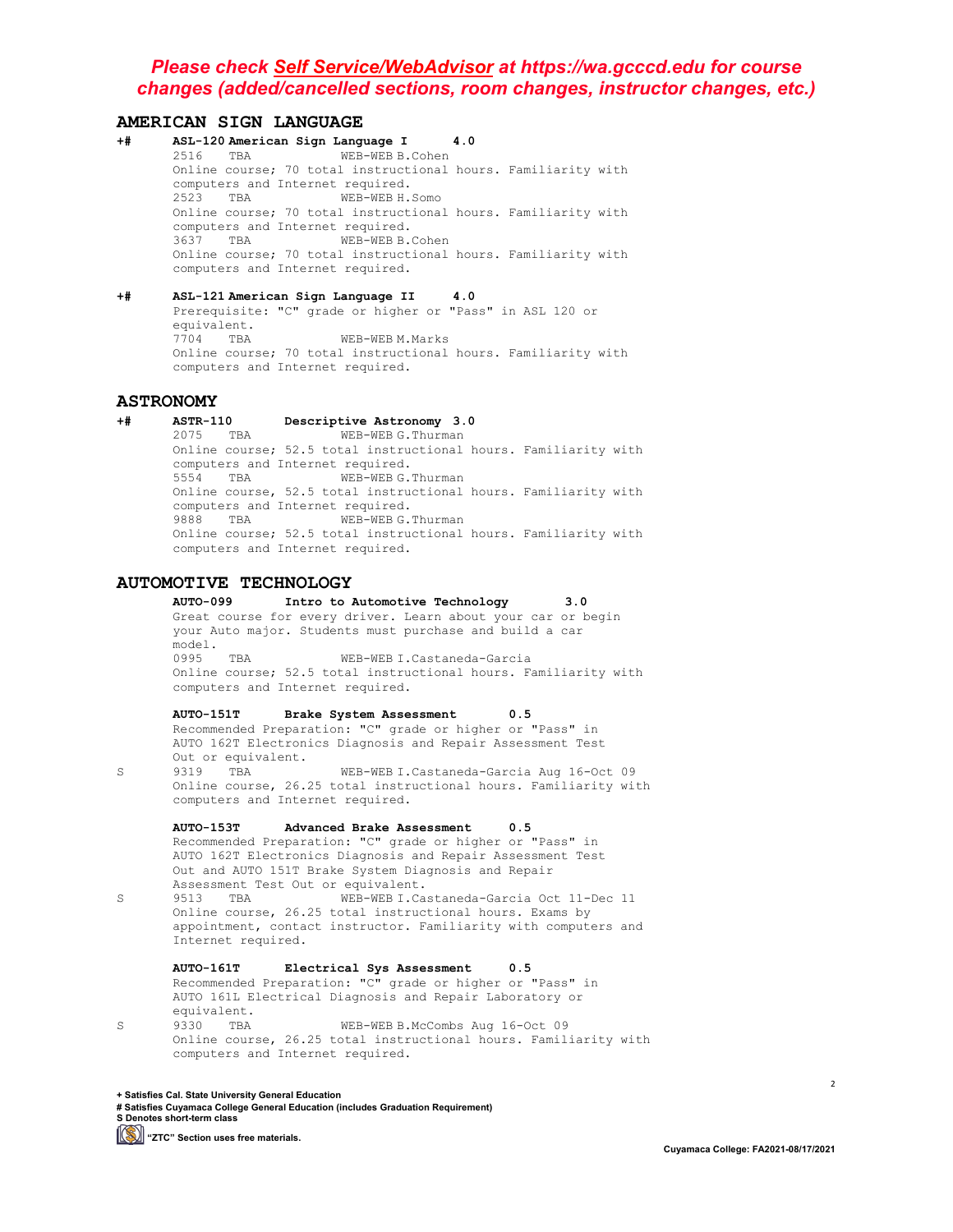***Please check Self Service/WebAdvisor at https://wa.gcccd.edu for course changes (added/cancelled sections, room changes, instructor changes, etc.)***

## AMERICAN SIGN LANGUAGE

**+# ASL-120 American Sign Language I 4.0**

2516 TBA WEB-WEB B.Cohen
Online course; 70 total instructional hours. Familiarity with computers and Internet required.

2523 TBA WEB-WEB H.Somo
Online course; 70 total instructional hours. Familiarity with computers and Internet required.

3637 TBA WEB-WEB B.Cohen
Online course; 70 total instructional hours. Familiarity with computers and Internet required.

**+# ASL-121 American Sign Language II 4.0**

Prerequisite: "C" grade or higher or "Pass" in ASL 120 or equivalent.

7704 TBA WEB-WEB M.Marks
Online course; 70 total instructional hours. Familiarity with computers and Internet required.

## ASTRONOMY

**+# ASTR-110 Descriptive Astronomy 3.0**

2075 TBA WEB-WEB G.Thurman
Online course; 52.5 total instructional hours. Familiarity with computers and Internet required.

5554 TBA WEB-WEB G.Thurman
Online course, 52.5 total instructional hours. Familiarity with computers and Internet required.

9888 TBA WEB-WEB G.Thurman
Online course; 52.5 total instructional hours. Familiarity with computers and Internet required.

## AUTOMOTIVE TECHNOLOGY

**AUTO-099 Intro to Automotive Technology 3.0**

Great course for every driver. Learn about your car or begin your Auto major. Students must purchase and build a car model.

0995 TBA WEB-WEB I.Castaneda-Garcia
Online course; 52.5 total instructional hours. Familiarity with computers and Internet required.

**AUTO-151T Brake System Assessment 0.5**

Recommended Preparation: "C" grade or higher or "Pass" in AUTO 162T Electronics Diagnosis and Repair Assessment Test Out or equivalent.

S 9319 TBA WEB-WEB I.Castaneda-Garcia Aug 16-Oct 09
Online course, 26.25 total instructional hours. Familiarity with computers and Internet required.

**AUTO-153T Advanced Brake Assessment 0.5**

Recommended Preparation: "C" grade or higher or "Pass" in AUTO 162T Electronics Diagnosis and Repair Assessment Test Out and AUTO 151T Brake System Diagnosis and Repair Assessment Test Out or equivalent.

S 9513 TBA WEB-WEB I.Castaneda-Garcia Oct 11-Dec 11
Online course, 26.25 total instructional hours. Exams by appointment, contact instructor. Familiarity with computers and Internet required.

**AUTO-161T Electrical Sys Assessment 0.5**

Recommended Preparation: "C" grade or higher or "Pass" in AUTO 161L Electrical Diagnosis and Repair Laboratory or equivalent.

S 9330 TBA WEB-WEB B.McCombs Aug 16-Oct 09
Online course, 26.25 total instructional hours. Familiarity with computers and Internet required.

**+ Satisfies Cal. State University General Education**
**# Satisfies Cuyamaca College General Education (includes Graduation Requirement)**
**S Denotes short-term class**
**"ZTC" Section uses free materials.**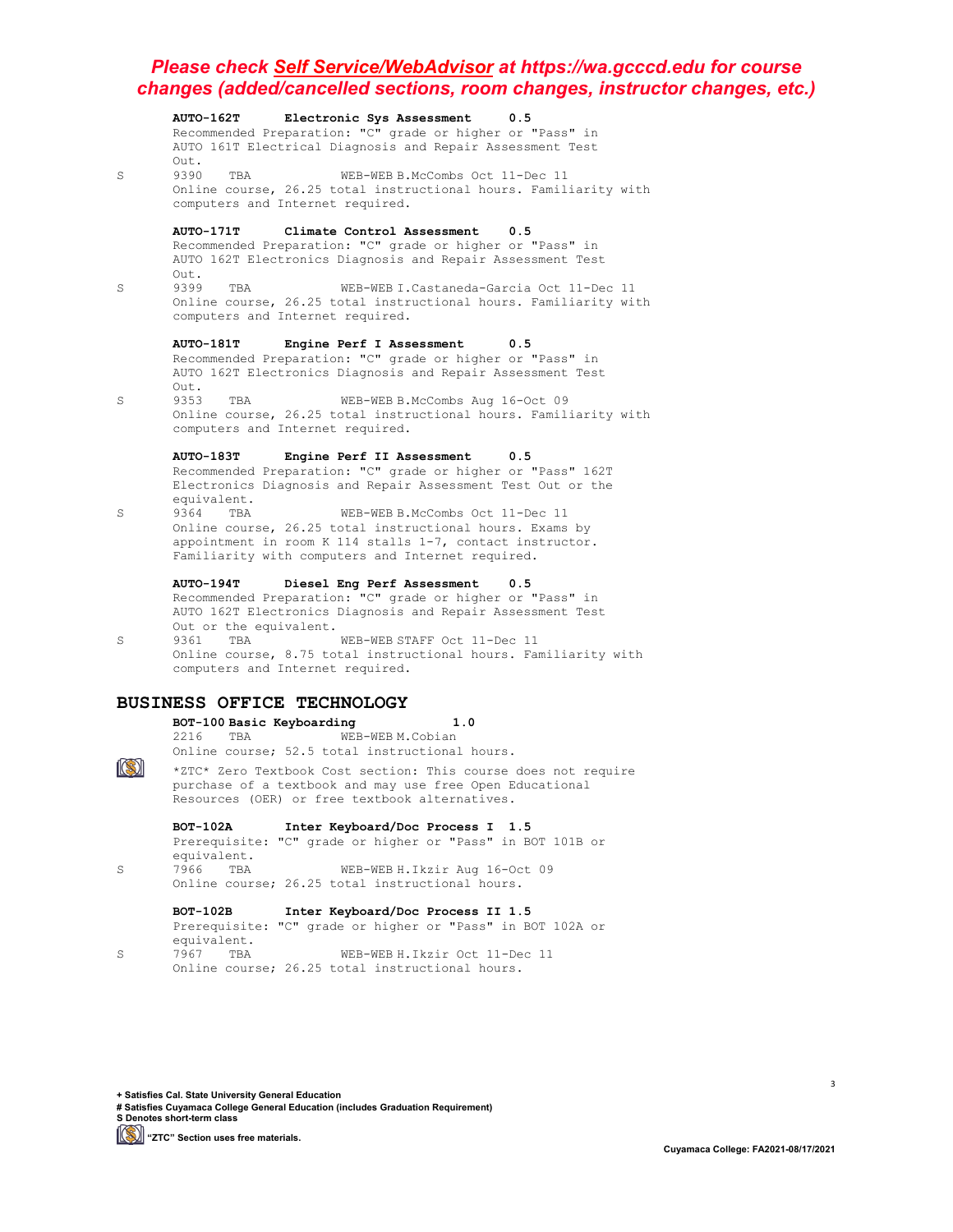***Please check Self Service/WebAdvisor at https://wa.gcccd.edu for course changes (added/cancelled sections, room changes, instructor changes, etc.)***

**AUTO-162T Electronic Sys Assessment 0.5**

Recommended Preparation: "C" grade or higher or "Pass" in AUTO 161T Electrical Diagnosis and Repair Assessment Test Out.

S 9390 TBA WEB-WEB B.McCombs Oct 11-Dec 11

Online course, 26.25 total instructional hours. Familiarity with computers and Internet required.

**AUTO-171T Climate Control Assessment 0.5**

Recommended Preparation: "C" grade or higher or "Pass" in AUTO 162T Electronics Diagnosis and Repair Assessment Test Out.

S 9399 TBA WEB-WEB I.Castaneda-Garcia Oct 11-Dec 11

Online course, 26.25 total instructional hours. Familiarity with computers and Internet required.

**AUTO-181T Engine Perf I Assessment 0.5**

Recommended Preparation: "C" grade or higher or "Pass" in AUTO 162T Electronics Diagnosis and Repair Assessment Test Out.

S 9353 TBA WEB-WEB B.McCombs Aug 16-Oct 09

Online course, 26.25 total instructional hours. Familiarity with computers and Internet required.

**AUTO-183T Engine Perf II Assessment 0.5**

Recommended Preparation: "C" grade or higher or "Pass" 162T Electronics Diagnosis and Repair Assessment Test Out or the equivalent.

S 9364 TBA WEB-WEB B.McCombs Oct 11-Dec 11

Online course, 26.25 total instructional hours. Exams by appointment in room K 114 stalls 1-7, contact instructor. Familiarity with computers and Internet required.

**AUTO-194T Diesel Eng Perf Assessment 0.5**

Recommended Preparation: "C" grade or higher or "Pass" in AUTO 162T Electronics Diagnosis and Repair Assessment Test Out or the equivalent.

S 9361 TBA WEB-WEB STAFF Oct 11-Dec 11

Online course, 8.75 total instructional hours. Familiarity with computers and Internet required.

## BUSINESS OFFICE TECHNOLOGY

**BOT-100 Basic Keyboarding 1.0**

2216 TBA WEB-WEB M.Cobian

Online course; 52.5 total instructional hours.

*ZTC* Zero Textbook Cost section: This course does not require purchase of a textbook and may use free Open Educational Resources (OER) or free textbook alternatives.

**BOT-102A Inter Keyboard/Doc Process I 1.5**

Prerequisite: "C" grade or higher or "Pass" in BOT 101B or equivalent.

S 7966 TBA WEB-WEB H.Ikzir Aug 16-Oct 09

Online course; 26.25 total instructional hours.

**BOT-102B Inter Keyboard/Doc Process II 1.5**

Prerequisite: "C" grade or higher or "Pass" in BOT 102A or equivalent.

S 7967 TBA WEB-WEB H.Ikzir Oct 11-Dec 11

Online course; 26.25 total instructional hours.

**+ Satisfies Cal. State University General Education**
**# Satisfies Cuyamaca College General Education (includes Graduation Requirement)**
**S Denotes short-term class**
**"ZTC" Section uses free materials.**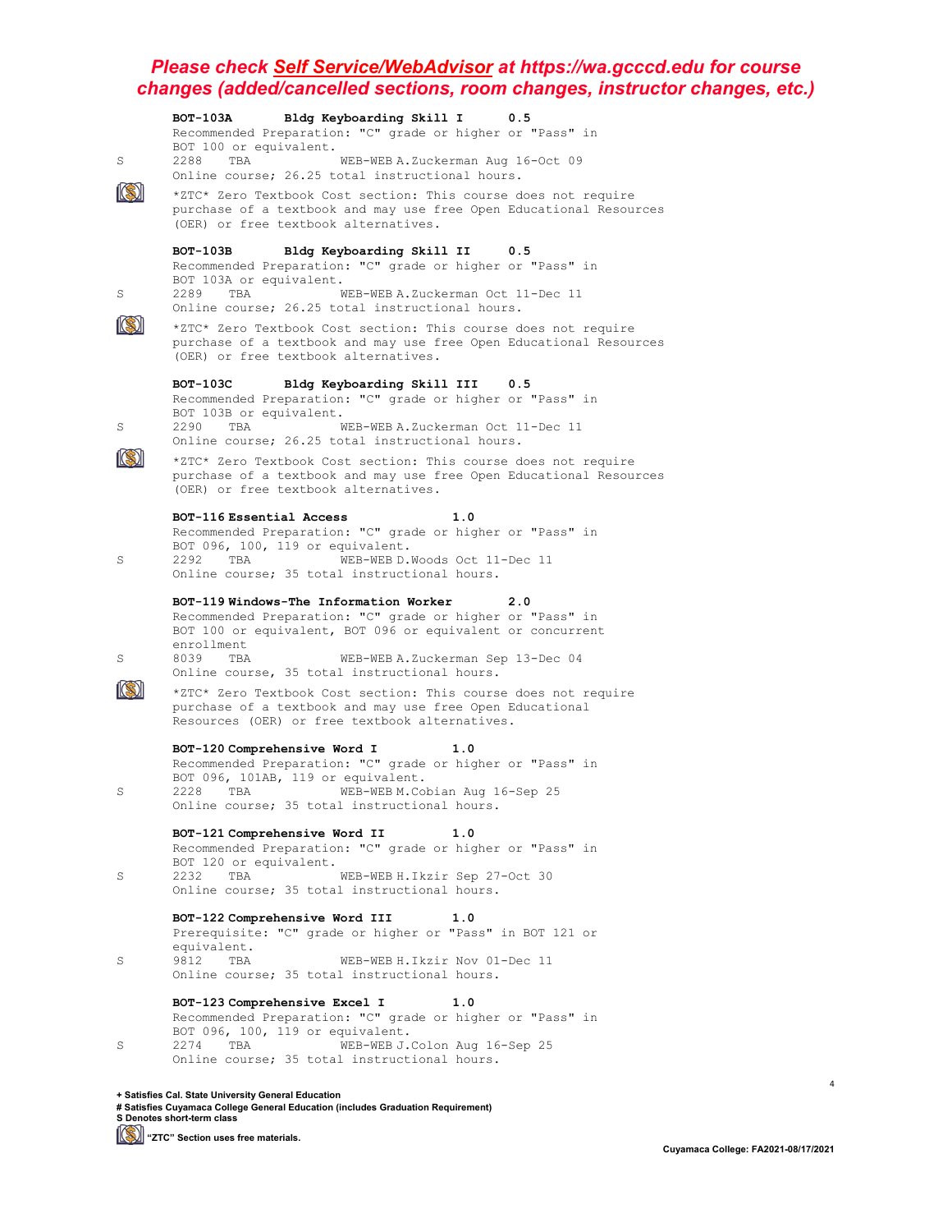***Please check Self Service/WebAdvisor at https://wa.gcccd.edu for course changes (added/cancelled sections, room changes, instructor changes, etc.)***

**BOT-103A Bldg Keyboarding Skill I 0.5**

Recommended Preparation: "C" grade or higher or "Pass" in BOT 100 or equivalent.

S 2288 TBA WEB-WEB A.Zuckerman Aug 16-Oct 09

Online course; 26.25 total instructional hours.

*ZTC* Zero Textbook Cost section: This course does not require purchase of a textbook and may use free Open Educational Resources (OER) or free textbook alternatives.

**BOT-103B Bldg Keyboarding Skill II 0.5**

Recommended Preparation: "C" grade or higher or "Pass" in BOT 103A or equivalent.

S 2289 TBA WEB-WEB A.Zuckerman Oct 11-Dec 11

Online course; 26.25 total instructional hours.

*ZTC* Zero Textbook Cost section: This course does not require purchase of a textbook and may use free Open Educational Resources (OER) or free textbook alternatives.

**BOT-103C Bldg Keyboarding Skill III 0.5**

Recommended Preparation: "C" grade or higher or "Pass" in BOT 103B or equivalent.

S 2290 TBA WEB-WEB A.Zuckerman Oct 11-Dec 11

Online course; 26.25 total instructional hours.

*ZTC* Zero Textbook Cost section: This course does not require purchase of a textbook and may use free Open Educational Resources (OER) or free textbook alternatives.

**BOT-116 Essential Access 1.0**

Recommended Preparation: "C" grade or higher or "Pass" in BOT 096, 100, 119 or equivalent.

S 2292 TBA WEB-WEB D.Woods Oct 11-Dec 11

Online course; 35 total instructional hours.

**BOT-119 Windows-The Information Worker 2.0**

Recommended Preparation: "C" grade or higher or "Pass" in BOT 100 or equivalent, BOT 096 or equivalent or concurrent enrollment

S 8039 TBA WEB-WEB A.Zuckerman Sep 13-Dec 04

Online course, 35 total instructional hours.

*ZTC* Zero Textbook Cost section: This course does not require purchase of a textbook and may use free Open Educational Resources (OER) or free textbook alternatives.

**BOT-120 Comprehensive Word I 1.0**

Recommended Preparation: "C" grade or higher or "Pass" in BOT 096, 101AB, 119 or equivalent.

S 2228 TBA WEB-WEB M.Cobian Aug 16-Sep 25

Online course; 35 total instructional hours.

**BOT-121 Comprehensive Word II 1.0**

Recommended Preparation: "C" grade or higher or "Pass" in BOT 120 or equivalent.

S 2232 TBA WEB-WEB H.Ikzir Sep 27-Oct 30

Online course; 35 total instructional hours.

**BOT-122 Comprehensive Word III 1.0**

Prerequisite: "C" grade or higher or "Pass" in BOT 121 or equivalent.

S 9812 TBA WEB-WEB H.Ikzir Nov 01-Dec 11

Online course; 35 total instructional hours.

**BOT-123 Comprehensive Excel I 1.0**

Recommended Preparation: "C" grade or higher or "Pass" in BOT 096, 100, 119 or equivalent.

S 2274 TBA WEB-WEB J.Colon Aug 16-Sep 25

Online course; 35 total instructional hours.

**+ Satisfies Cal. State University General Education**
**# Satisfies Cuyamaca College General Education (includes Graduation Requirement)**
**S Denotes short-term class**
**"ZTC" Section uses free materials.**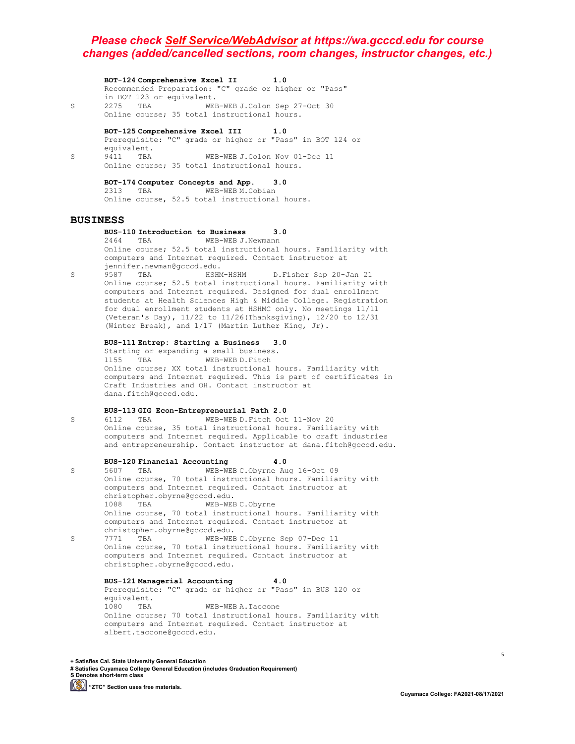***Please check [Self Service/WebAdvisor](https://wa.gcccd.edu) at https://wa.gcccd.edu for course changes (added/cancelled sections, room changes, instructor changes, etc.)***

**BOT-124 Comprehensive Excel II 1.0**
Recommended Preparation: "C" grade or higher or "Pass" in BOT 123 or equivalent.
S 2275 TBA WEB-WEB J.Colon Sep 27-Oct 30
Online course; 35 total instructional hours.

**BOT-125 Comprehensive Excel III 1.0**
Prerequisite: "C" grade or higher or "Pass" in BOT 124 or equivalent.
S 9411 TBA WEB-WEB J.Colon Nov 01-Dec 11
Online course; 35 total instructional hours.

**BOT-174 Computer Concepts and App. 3.0**
2313 TBA WEB-WEB M.Cobian
Online course, 52.5 total instructional hours.

## BUSINESS

**BUS-110 Introduction to Business 3.0**
2464 TBA WEB-WEB J.Newmann
Online course; 52.5 total instructional hours. Familiarity with computers and Internet required. Contact instructor at jennifer.newman@gcccd.edu.
S 9587 TBA HSHM-HSHM D.Fisher Sep 20-Jan 21
Online course; 52.5 total instructional hours. Familiarity with computers and Internet required. Designed for dual enrollment students at Health Sciences High & Middle College. Registration for dual enrollment students at HSHMC only. No meetings 11/11 (Veteran's Day), 11/22 to 11/26(Thanksgiving), 12/20 to 12/31 (Winter Break), and 1/17 (Martin Luther King, Jr).

**BUS-111 Entrep: Starting a Business 3.0**
Starting or expanding a small business.
1155 TBA WEB-WEB D.Fitch
Online course; XX total instructional hours. Familiarity with computers and Internet required. This is part of certificates in Craft Industries and OH. Contact instructor at dana.fitch@gcccd.edu.

**BUS-113 GIG Econ-Entrepreneurial Path 2.0**
S 6112 TBA WEB-WEB D.Fitch Oct 11-Nov 20
Online course, 35 total instructional hours. Familiarity with computers and Internet required. Applicable to craft industries and entrepreneurship. Contact instructor at dana.fitch@gcccd.edu.

**BUS-120 Financial Accounting 4.0**
S 5607 TBA WEB-WEB C.Obyrne Aug 16-Oct 09
Online course, 70 total instructional hours. Familiarity with computers and Internet required. Contact instructor at christopher.obyrne@gcccd.edu.
1088 TBA WEB-WEB C.Obyrne
Online course, 70 total instructional hours. Familiarity with computers and Internet required. Contact instructor at christopher.obyrne@gcccd.edu.
S 7771 TBA WEB-WEB C.Obyrne Sep 07-Dec 11
Online course, 70 total instructional hours. Familiarity with computers and Internet required. Contact instructor at christopher.obyrne@gcccd.edu.

**BUS-121 Managerial Accounting 4.0**
Prerequisite: "C" grade or higher or "Pass" in BUS 120 or equivalent.
1080 TBA WEB-WEB A.Taccone
Online course; 70 total instructional hours. Familiarity with computers and Internet required. Contact instructor at albert.taccone@gcccd.edu.

**+ Satisfies Cal. State University General Education**
**# Satisfies Cuyamaca College General Education (includes Graduation Requirement)**
**S Denotes short-term class**
**"ZTC" Section uses free materials.**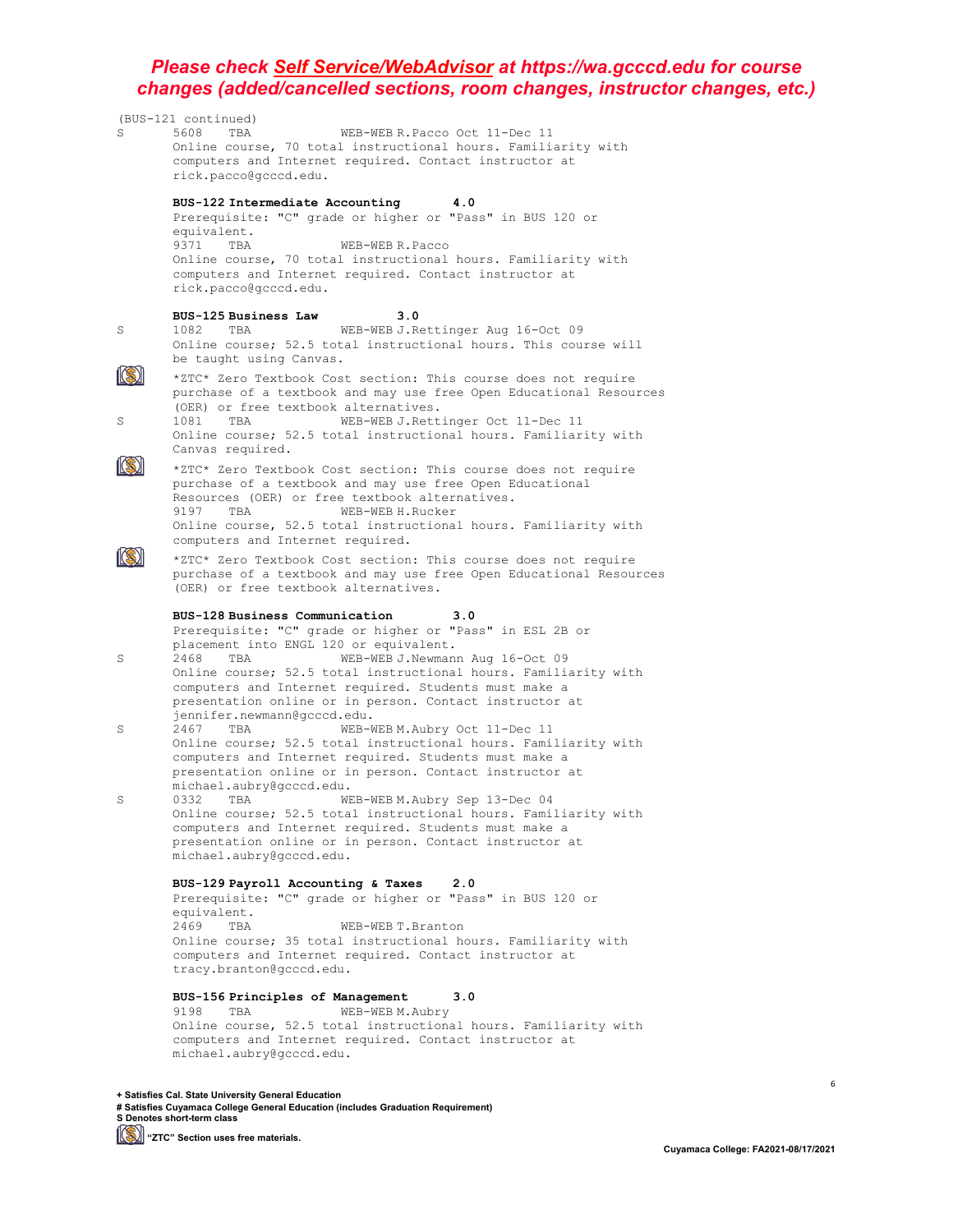**Please check *Self Service/WebAdvisor* at https://wa.gcccd.edu for course changes (added/cancelled sections, room changes, instructor changes, etc.)**

(BUS-121 continued)

S 5608 TBA WEB-WEB R.Pacco Oct 11-Dec 11
Online course, 70 total instructional hours. Familiarity with computers and Internet required. Contact instructor at rick.pacco@gcccd.edu.

**BUS-122 Intermediate Accounting 4.0**

Prerequisite: "C" grade or higher or "Pass" in BUS 120 or equivalent.

9371 TBA WEB-WEB R.Pacco
Online course, 70 total instructional hours. Familiarity with computers and Internet required. Contact instructor at rick.pacco@gcccd.edu.

**BUS-125 Business Law 3.0**

S 1082 TBA WEB-WEB J.Rettinger Aug 16-Oct 09
Online course; 52.5 total instructional hours. This course will be taught using Canvas.
*ZTC* Zero Textbook Cost section: This course does not require purchase of a textbook and may use free Open Educational Resources (OER) or free textbook alternatives.

S 1081 TBA WEB-WEB J.Rettinger Oct 11-Dec 11
Online course; 52.5 total instructional hours. Familiarity with Canvas required.
*ZTC* Zero Textbook Cost section: This course does not require purchase of a textbook and may use free Open Educational Resources (OER) or free textbook alternatives.

9197 TBA WEB-WEB H.Rucker
Online course, 52.5 total instructional hours. Familiarity with computers and Internet required.
*ZTC* Zero Textbook Cost section: This course does not require purchase of a textbook and may use free Open Educational Resources (OER) or free textbook alternatives.

**BUS-128 Business Communication 3.0**

Prerequisite: "C" grade or higher or "Pass" in ESL 2B or placement into ENGL 120 or equivalent.

S 2468 TBA WEB-WEB J.Newmann Aug 16-Oct 09
Online course; 52.5 total instructional hours. Familiarity with computers and Internet required. Students must make a presentation online or in person. Contact instructor at jennifer.newmann@gcccd.edu.

S 2467 TBA WEB-WEB M.Aubry Oct 11-Dec 11
Online course; 52.5 total instructional hours. Familiarity with computers and Internet required. Students must make a presentation online or in person. Contact instructor at michael.aubry@gcccd.edu.

S 0332 TBA WEB-WEB M.Aubry Sep 13-Dec 04
Online course; 52.5 total instructional hours. Familiarity with computers and Internet required. Students must make a presentation online or in person. Contact instructor at michael.aubry@gcccd.edu.

**BUS-129 Payroll Accounting & Taxes 2.0**

Prerequisite: "C" grade or higher or "Pass" in BUS 120 or equivalent.

2469 TBA WEB-WEB T.Branton
Online course; 35 total instructional hours. Familiarity with computers and Internet required. Contact instructor at tracy.branton@gcccd.edu.

**BUS-156 Principles of Management 3.0**

9198 TBA WEB-WEB M.Aubry
Online course, 52.5 total instructional hours. Familiarity with computers and Internet required. Contact instructor at michael.aubry@gcccd.edu.

**+ Satisfies Cal. State University General Education**
**# Satisfies Cuyamaca College General Education (includes Graduation Requirement)**
**S Denotes short-term class**
**"ZTC" Section uses free materials.**

**Cuyamaca College: FA2021-08/17/2021**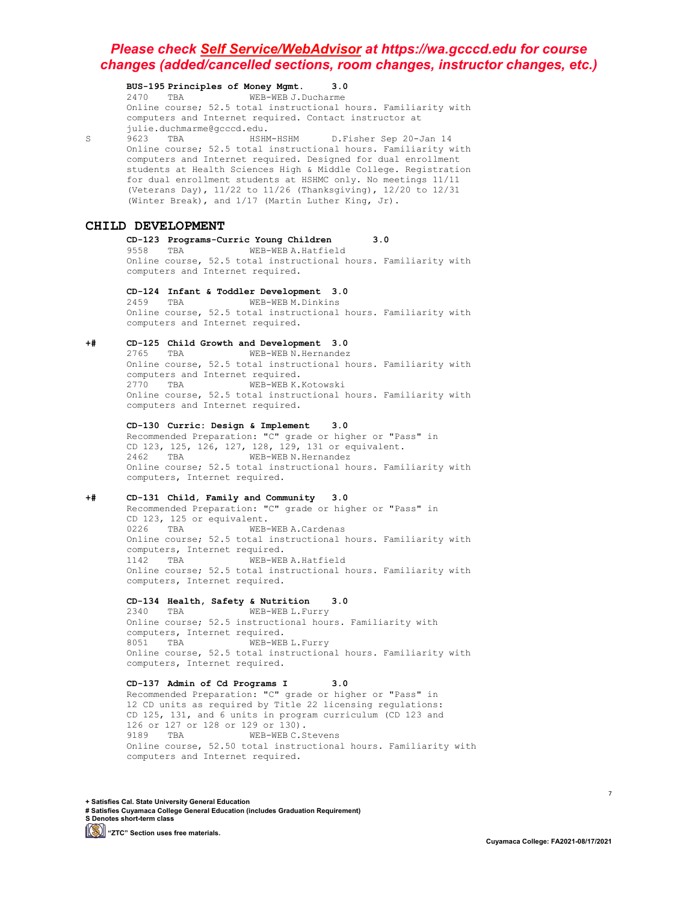*Please check **Self Service/WebAdvisor** at https://wa.gcccd.edu for course changes (added/cancelled sections, room changes, instructor changes, etc.)*

**BUS-195 Principles of Money Mgmt. 3.0**

2470 TBA WEB-WEB J.Ducharme
Online course; 52.5 total instructional hours. Familiarity with computers and Internet required. Contact instructor at julie.duchmarme@gcccd.edu.

S 9623 TBA HSHM-HSHM D.Fisher Sep 20-Jan 14
Online course; 52.5 total instructional hours. Familiarity with computers and Internet required. Designed for dual enrollment students at Health Sciences High & Middle College. Registration for dual enrollment students at HSHMC only. No meetings 11/11 (Veterans Day), 11/22 to 11/26 (Thanksgiving), 12/20 to 12/31 (Winter Break), and 1/17 (Martin Luther King, Jr).

## CHILD DEVELOPMENT

**CD-123 Programs-Curric Young Children 3.0**

9558 TBA WEB-WEB A.Hatfield
Online course, 52.5 total instructional hours. Familiarity with computers and Internet required.

**CD-124 Infant & Toddler Development 3.0**

2459 TBA WEB-WEB M.Dinkins
Online course, 52.5 total instructional hours. Familiarity with computers and Internet required.

+# **CD-125 Child Growth and Development 3.0**

2765 TBA WEB-WEB N.Hernandez
Online course, 52.5 total instructional hours. Familiarity with computers and Internet required.

2770 TBA WEB-WEB K.Kotowski
Online course, 52.5 total instructional hours. Familiarity with computers and Internet required.

**CD-130 Curric: Design & Implement 3.0**

Recommended Preparation: "C" grade or higher or "Pass" in CD 123, 125, 126, 127, 128, 129, 131 or equivalent.

2462 TBA WEB-WEB N.Hernandez
Online course; 52.5 total instructional hours. Familiarity with computers, Internet required.

+# **CD-131 Child, Family and Community 3.0**

Recommended Preparation: "C" grade or higher or "Pass" in CD 123, 125 or equivalent.

0226 TBA WEB-WEB A.Cardenas
Online course; 52.5 total instructional hours. Familiarity with computers, Internet required.

1142 TBA WEB-WEB A.Hatfield
Online course; 52.5 total instructional hours. Familiarity with computers, Internet required.

**CD-134 Health, Safety & Nutrition 3.0**

2340 TBA WEB-WEB L.Furry
Online course; 52.5 instructional hours. Familiarity with computers, Internet required.

8051 TBA WEB-WEB L.Furry
Online course, 52.5 total instructional hours. Familiarity with computers, Internet required.

**CD-137 Admin of Cd Programs I 3.0**

Recommended Preparation: "C" grade or higher or "Pass" in 12 CD units as required by Title 22 licensing regulations: CD 125, 131, and 6 units in program curriculum (CD 123 and 126 or 127 or 128 or 129 or 130).

9189 TBA WEB-WEB C.Stevens
Online course, 52.50 total instructional hours. Familiarity with computers and Internet required.

**+ Satisfies Cal. State University General Education**
**# Satisfies Cuyamaca College General Education (includes Graduation Requirement)**
**S Denotes short-term class**
**"ZTC" Section uses free materials.**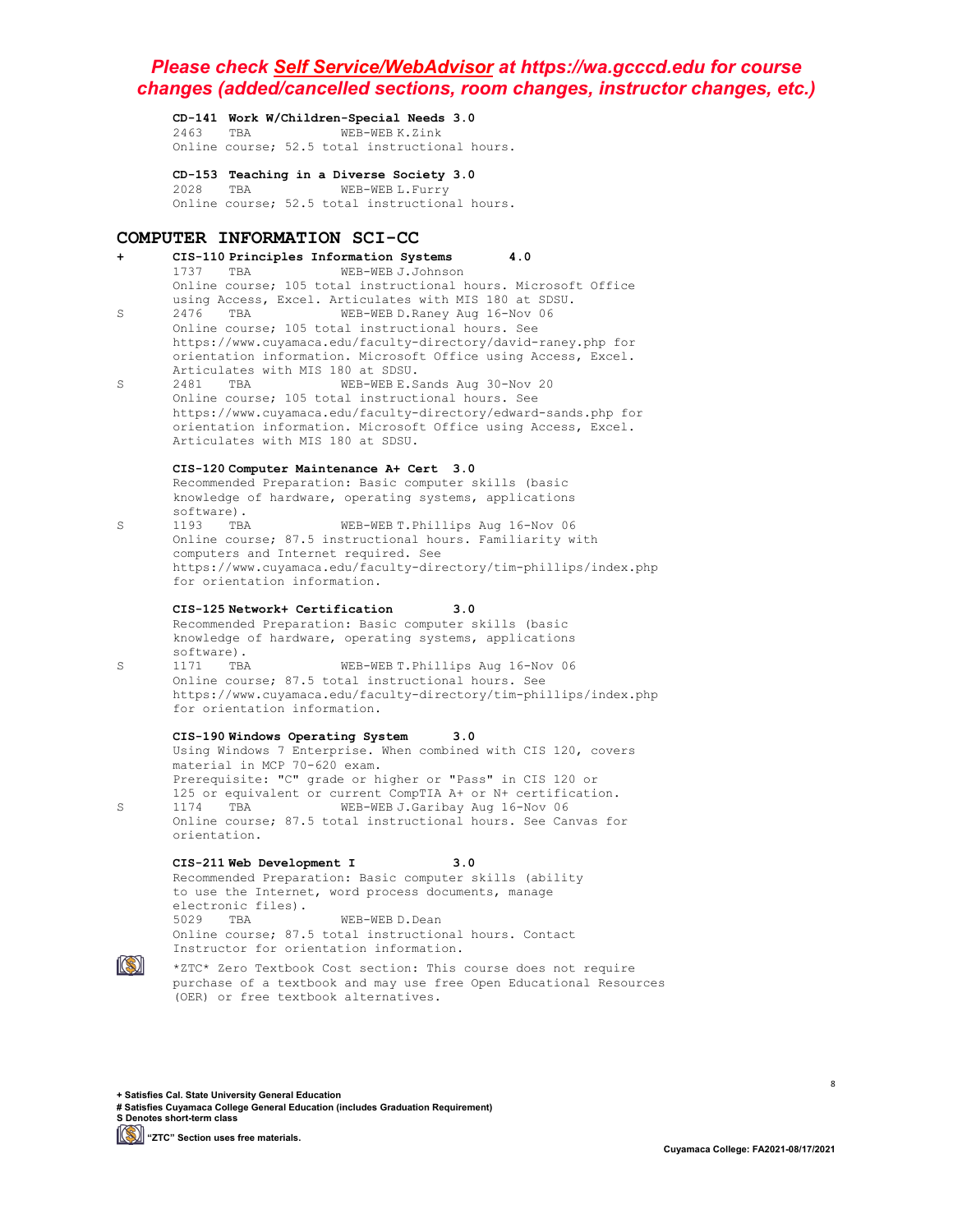***Please check Self Service/WebAdvisor at https://wa.gcccd.edu for course changes (added/cancelled sections, room changes, instructor changes, etc.)***

**CD-141 Work W/Children-Special Needs 3.0**
2463 TBA WEB-WEB K.Zink
Online course; 52.5 total instructional hours.

**CD-153 Teaching in a Diverse Society 3.0**
2028 TBA WEB-WEB L.Furry
Online course; 52.5 total instructional hours.

## COMPUTER INFORMATION SCI-CC

+ **CIS-110 Principles Information Systems 4.0**
1737 TBA WEB-WEB J.Johnson
Online course; 105 total instructional hours. Microsoft Office using Access, Excel. Articulates with MIS 180 at SDSU.

S 2476 TBA WEB-WEB D.Raney Aug 16-Nov 06
Online course; 105 total instructional hours. See https://www.cuyamaca.edu/faculty-directory/david-raney.php for orientation information. Microsoft Office using Access, Excel. Articulates with MIS 180 at SDSU.

S 2481 TBA WEB-WEB E.Sands Aug 30-Nov 20
Online course; 105 total instructional hours. See https://www.cuyamaca.edu/faculty-directory/edward-sands.php for orientation information. Microsoft Office using Access, Excel. Articulates with MIS 180 at SDSU.

**CIS-120 Computer Maintenance A+ Cert 3.0**
Recommended Preparation: Basic computer skills (basic knowledge of hardware, operating systems, applications software).

S 1193 TBA WEB-WEB T.Phillips Aug 16-Nov 06
Online course; 87.5 instructional hours. Familiarity with computers and Internet required. See https://www.cuyamaca.edu/faculty-directory/tim-phillips/index.php for orientation information.

**CIS-125 Network+ Certification 3.0**
Recommended Preparation: Basic computer skills (basic knowledge of hardware, operating systems, applications software).

S 1171 TBA WEB-WEB T.Phillips Aug 16-Nov 06
Online course; 87.5 total instructional hours. See https://www.cuyamaca.edu/faculty-directory/tim-phillips/index.php for orientation information.

**CIS-190 Windows Operating System 3.0**
Using Windows 7 Enterprise. When combined with CIS 120, covers material in MCP 70-620 exam.
Prerequisite: "C" grade or higher or "Pass" in CIS 120 or 125 or equivalent or current CompTIA A+ or N+ certification.

S 1174 TBA WEB-WEB J.Garibay Aug 16-Nov 06
Online course; 87.5 total instructional hours. See Canvas for orientation.

**CIS-211 Web Development I 3.0**
Recommended Preparation: Basic computer skills (ability to use the Internet, word process documents, manage electronic files).
5029 TBA WEB-WEB D.Dean
Online course; 87.5 total instructional hours. Contact Instructor for orientation information.
\*ZTC\* Zero Textbook Cost section: This course does not require purchase of a textbook and may use free Open Educational Resources (OER) or free textbook alternatives.

**+ Satisfies Cal. State University General Education**
**# Satisfies Cuyamaca College General Education (includes Graduation Requirement)**
**S Denotes short-term class**
**"ZTC" Section uses free materials.**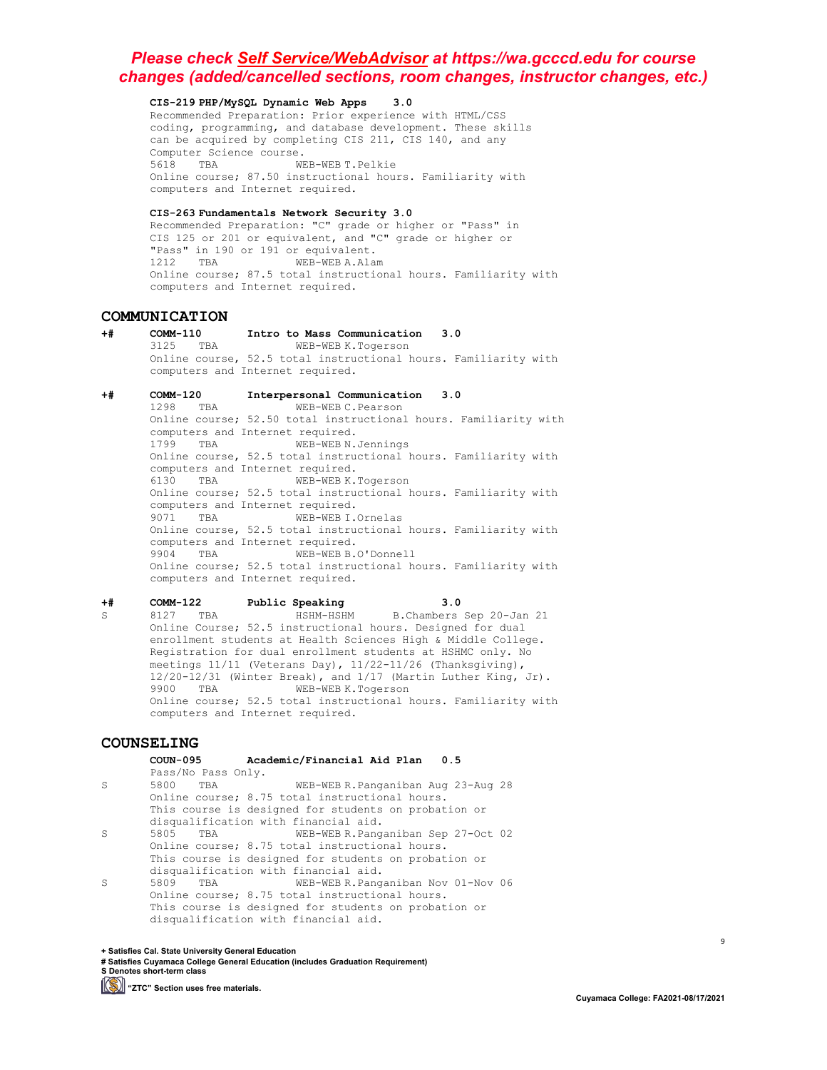***Please check Self Service/WebAdvisor at https://wa.gcccd.edu for course changes (added/cancelled sections, room changes, instructor changes, etc.)***

**CIS-219 PHP/MySQL Dynamic Web Apps 3.0**

Recommended Preparation: Prior experience with HTML/CSS coding, programming, and database development. These skills can be acquired by completing CIS 211, CIS 140, and any Computer Science course.

5618 TBA WEB-WEB T.Pelkie

Online course; 87.50 instructional hours. Familiarity with computers and Internet required.

**CIS-263 Fundamentals Network Security 3.0**

Recommended Preparation: "C" grade or higher or "Pass" in CIS 125 or 201 or equivalent, and "C" grade or higher or "Pass" in 190 or 191 or equivalent.

1212 TBA WEB-WEB A.Alam

Online course; 87.5 total instructional hours. Familiarity with computers and Internet required.

## COMMUNICATION

+# **COMM-110 Intro to Mass Communication 3.0**

3125 TBA WEB-WEB K.Togerson

Online course, 52.5 total instructional hours. Familiarity with computers and Internet required.

+# **COMM-120 Interpersonal Communication 3.0**

1298 TBA WEB-WEB C.Pearson

Online course; 52.50 total instructional hours. Familiarity with computers and Internet required.

1799 TBA WEB-WEB N.Jennings

Online course, 52.5 total instructional hours. Familiarity with computers and Internet required.

6130 TBA WEB-WEB K.Togerson

Online course; 52.5 total instructional hours. Familiarity with computers and Internet required.

9071 TBA WEB-WEB I.Ornelas

Online course, 52.5 total instructional hours. Familiarity with computers and Internet required.

9904 TBA WEB-WEB B.O'Donnell

Online course; 52.5 total instructional hours. Familiarity with computers and Internet required.

+# **COMM-122 Public Speaking 3.0**

S 8127 TBA HSHM-HSHM B.Chambers Sep 20-Jan 21

Online Course; 52.5 instructional hours. Designed for dual enrollment students at Health Sciences High & Middle College. Registration for dual enrollment students at HSHMC only. No meetings 11/11 (Veterans Day), 11/22-11/26 (Thanksgiving), 12/20-12/31 (Winter Break), and 1/17 (Martin Luther King, Jr).

9900 TBA WEB-WEB K.Togerson

Online course; 52.5 total instructional hours. Familiarity with computers and Internet required.

## COUNSELING

**COUN-095 Academic/Financial Aid Plan 0.5**

Pass/No Pass Only.

S 5800 TBA WEB-WEB R.Panganiban Aug 23-Aug 28

Online course; 8.75 total instructional hours. This course is designed for students on probation or disqualification with financial aid.

S 5805 TBA WEB-WEB R.Panganiban Sep 27-Oct 02

Online course; 8.75 total instructional hours. This course is designed for students on probation or disqualification with financial aid.

S 5809 TBA WEB-WEB R.Panganiban Nov 01-Nov 06

Online course; 8.75 total instructional hours. This course is designed for students on probation or disqualification with financial aid.

**+ Satisfies Cal. State University General Education**
**# Satisfies Cuyamaca College General Education (includes Graduation Requirement)**
**S Denotes short-term class**
**"ZTC" Section uses free materials.**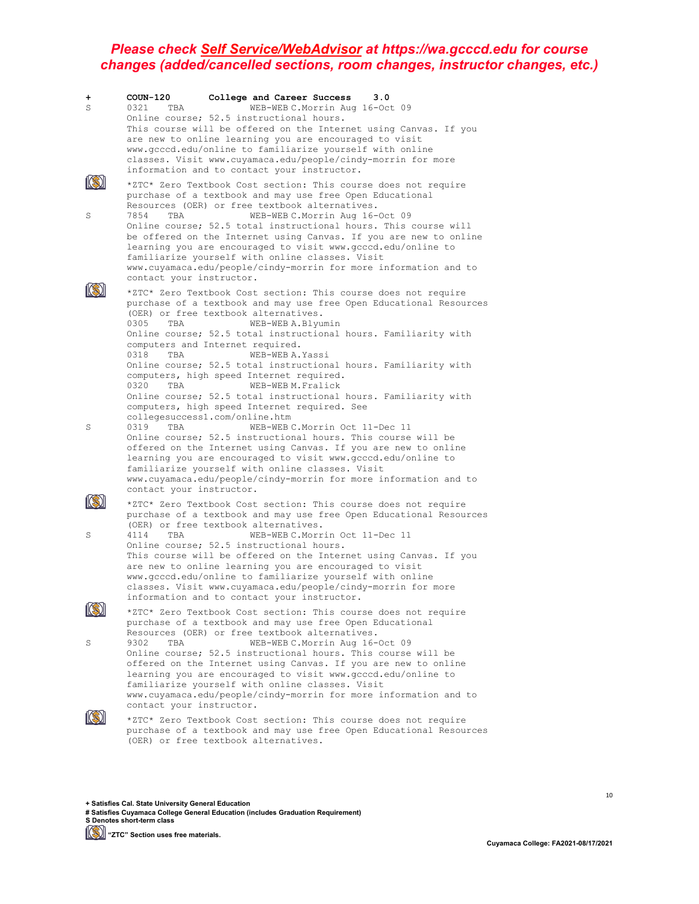***Please check Self Service/WebAdvisor at https://wa.gcccd.edu for course changes (added/cancelled sections, room changes, instructor changes, etc.)***

**+ COUN-120 College and Career Success 3.0**

S 0321 TBA WEB-WEB C.Morrin Aug 16-Oct 09
Online course; 52.5 instructional hours.
This course will be offered on the Internet using Canvas. If you are new to online learning you are encouraged to visit www.gcccd.edu/online to familiarize yourself with online classes. Visit www.cuyamaca.edu/people/cindy-morrin for more information and to contact your instructor.

*ZTC* Zero Textbook Cost section: This course does not require purchase of a textbook and may use free Open Educational Resources (OER) or free textbook alternatives.

S 7854 TBA WEB-WEB C.Morrin Aug 16-Oct 09
Online course; 52.5 total instructional hours. This course will be offered on the Internet using Canvas. If you are new to online learning you are encouraged to visit www.gcccd.edu/online to familiarize yourself with online classes. Visit www.cuyamaca.edu/people/cindy-morrin for more information and to contact your instructor.

*ZTC* Zero Textbook Cost section: This course does not require purchase of a textbook and may use free Open Educational Resources (OER) or free textbook alternatives.

0305 TBA WEB-WEB A.Blyumin
Online course; 52.5 total instructional hours. Familiarity with computers and Internet required.

0318 TBA WEB-WEB A.Yassi
Online course; 52.5 total instructional hours. Familiarity with computers, high speed Internet required.

0320 TBA WEB-WEB M.Fralick
Online course; 52.5 total instructional hours. Familiarity with computers, high speed Internet required. See collegesuccess1.com/online.htm

S 0319 TBA WEB-WEB C.Morrin Oct 11-Dec 11
Online course; 52.5 instructional hours. This course will be offered on the Internet using Canvas. If you are new to online learning you are encouraged to visit www.gcccd.edu/online to familiarize yourself with online classes. Visit www.cuyamaca.edu/people/cindy-morrin for more information and to contact your instructor.

*ZTC* Zero Textbook Cost section: This course does not require purchase of a textbook and may use free Open Educational Resources (OER) or free textbook alternatives.

S 4114 TBA WEB-WEB C.Morrin Oct 11-Dec 11
Online course; 52.5 instructional hours.
This course will be offered on the Internet using Canvas. If you are new to online learning you are encouraged to visit www.gcccd.edu/online to familiarize yourself with online classes. Visit www.cuyamaca.edu/people/cindy-morrin for more information and to contact your instructor.

*ZTC* Zero Textbook Cost section: This course does not require purchase of a textbook and may use free Open Educational Resources (OER) or free textbook alternatives.

S 9302 TBA WEB-WEB C.Morrin Aug 16-Oct 09
Online course; 52.5 instructional hours. This course will be offered on the Internet using Canvas. If you are new to online learning you are encouraged to visit www.gcccd.edu/online to familiarize yourself with online classes. Visit www.cuyamaca.edu/people/cindy-morrin for more information and to contact your instructor.

*ZTC* Zero Textbook Cost section: This course does not require purchase of a textbook and may use free Open Educational Resources (OER) or free textbook alternatives.

**+ Satisfies Cal. State University General Education**
**# Satisfies Cuyamaca College General Education (includes Graduation Requirement)**
**S Denotes short-term class**
**"ZTC" Section uses free materials.**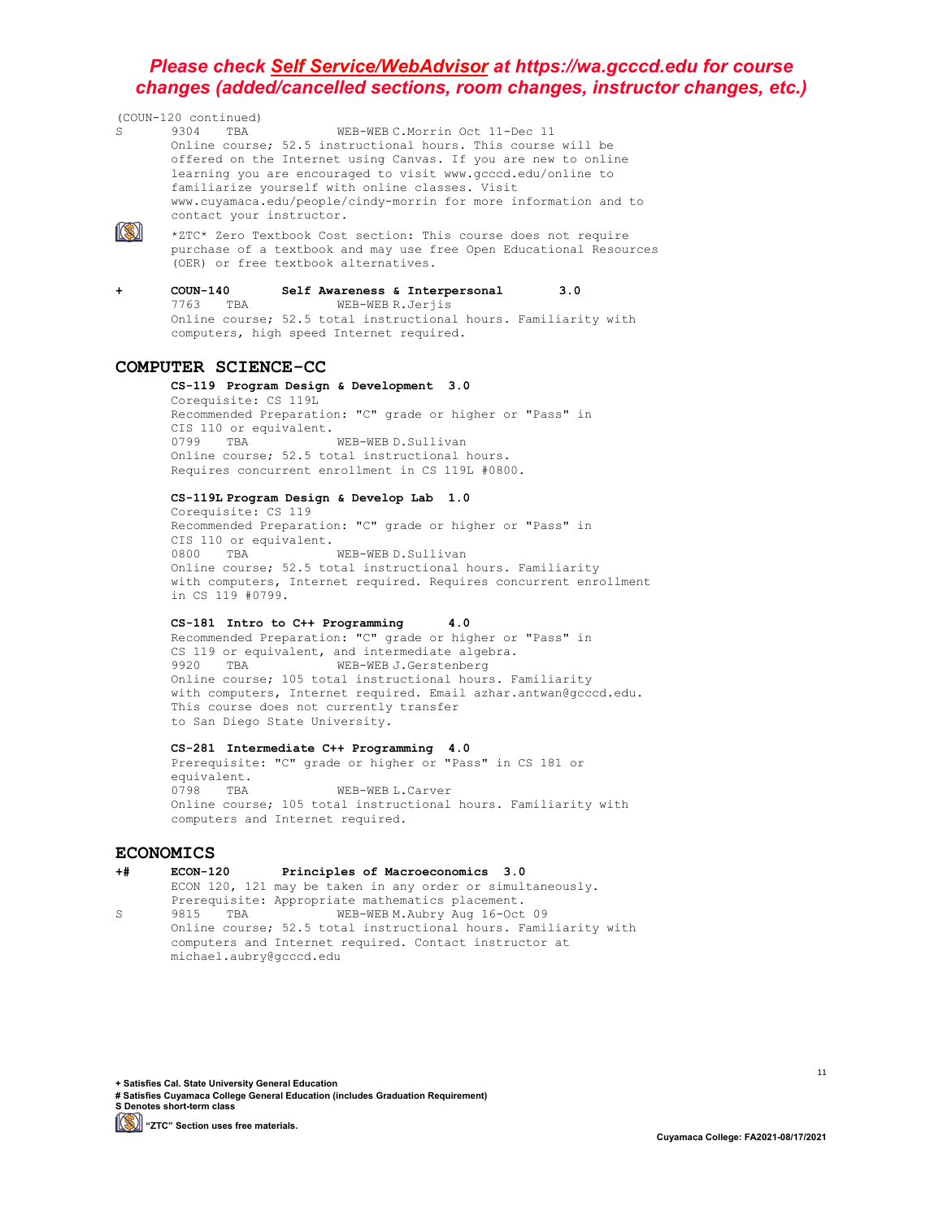**Please check *Self Service/WebAdvisor* at https://wa.gcccd.edu for course changes (added/cancelled sections, room changes, instructor changes, etc.)**

(COUN-120 continued)

S 9304 TBA WEB-WEB C.Morrin Oct 11-Dec 11
Online course; 52.5 instructional hours. This course will be offered on the Internet using Canvas. If you are new to online learning you are encouraged to visit www.gcccd.edu/online to familiarize yourself with online classes. Visit www.cuyamaca.edu/people/cindy-morrin for more information and to contact your instructor.

*ZTC* Zero Textbook Cost section: This course does not require purchase of a textbook and may use free Open Educational Resources (OER) or free textbook alternatives.

\+ **COUN-140 Self Awareness & Interpersonal 3.0**
7763 TBA WEB-WEB R.Jerjis
Online course; 52.5 total instructional hours. Familiarity with computers, high speed Internet required.

## COMPUTER SCIENCE-CC

**CS-119 Program Design & Development 3.0**
Corequisite: CS 119L
Recommended Preparation: "C" grade or higher or "Pass" in CIS 110 or equivalent.
0799 TBA WEB-WEB D.Sullivan
Online course; 52.5 total instructional hours.
Requires concurrent enrollment in CS 119L #0800.

**CS-119L Program Design & Develop Lab 1.0**
Corequisite: CS 119
Recommended Preparation: "C" grade or higher or "Pass" in CIS 110 or equivalent.
0800 TBA WEB-WEB D.Sullivan
Online course; 52.5 total instructional hours. Familiarity with computers, Internet required. Requires concurrent enrollment in CS 119 #0799.

**CS-181 Intro to C++ Programming 4.0**
Recommended Preparation: "C" grade or higher or "Pass" in CS 119 or equivalent, and intermediate algebra.
9920 TBA WEB-WEB J.Gerstenberg
Online course; 105 total instructional hours. Familiarity with computers, Internet required. Email azhar.antwan@gcccd.edu. This course does not currently transfer to San Diego State University.

**CS-281 Intermediate C++ Programming 4.0**
Prerequisite: "C" grade or higher or "Pass" in CS 181 or equivalent.
0798 TBA WEB-WEB L.Carver
Online course; 105 total instructional hours. Familiarity with computers and Internet required.

## ECONOMICS

+# **ECON-120 Principles of Macroeconomics 3.0**
ECON 120, 121 may be taken in any order or simultaneously.
Prerequisite: Appropriate mathematics placement.

S 9815 TBA WEB-WEB M.Aubry Aug 16-Oct 09
Online course; 52.5 total instructional hours. Familiarity with computers and Internet required. Contact instructor at michael.aubry@gcccd.edu

**+ Satisfies Cal. State University General Education**
**# Satisfies Cuyamaca College General Education (includes Graduation Requirement)**
**S Denotes short-term class**
**"ZTC" Section uses free materials.**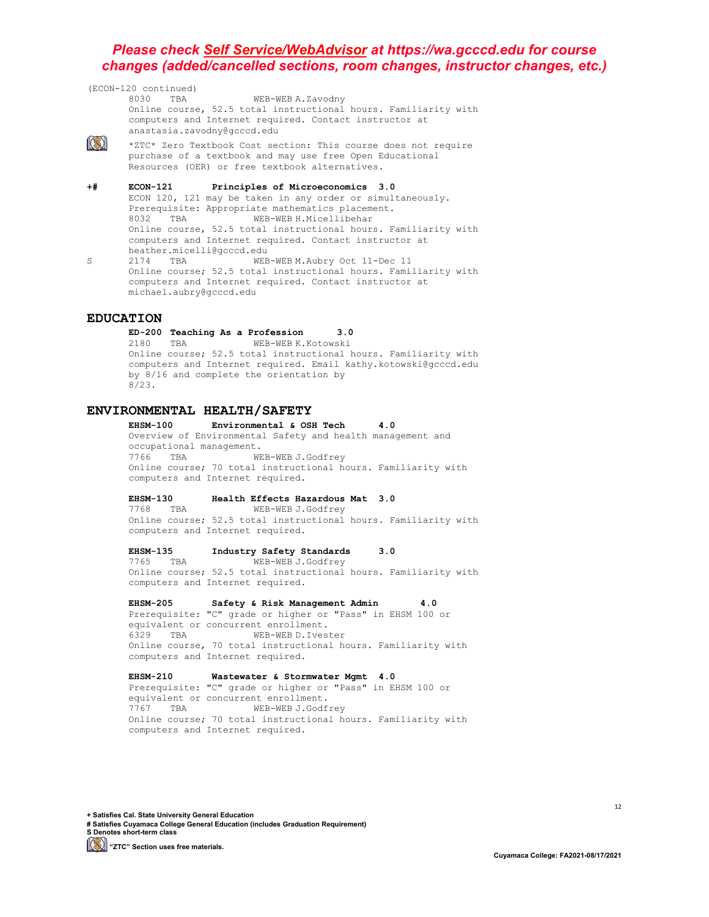***Please check [Self Service/WebAdvisor](https://wa.gcccd.edu) at https://wa.gcccd.edu for course changes (added/cancelled sections, room changes, instructor changes, etc.)***

(ECON-120 continued)

8030 TBA WEB-WEB A.Zavodny
Online course, 52.5 total instructional hours. Familiarity with computers and Internet required. Contact instructor at anastasia.zavodny@gcccd.edu

*ZTC* Zero Textbook Cost section: This course does not require purchase of a textbook and may use free Open Educational Resources (OER) or free textbook alternatives.

**+# ECON-121 Principles of Microeconomics 3.0**

ECON 120, 121 may be taken in any order or simultaneously.
Prerequisite: Appropriate mathematics placement.

8032 TBA WEB-WEB H.Micellibehar
Online course, 52.5 total instructional hours. Familiarity with computers and Internet required. Contact instructor at heather.micelli@gcccd.edu

S 2174 TBA WEB-WEB M.Aubry Oct 11-Dec 11
Online course; 52.5 total instructional hours. Familiarity with computers and Internet required. Contact instructor at michael.aubry@gcccd.edu

## EDUCATION

**ED-200 Teaching As a Profession 3.0**

2180 TBA WEB-WEB K.Kotowski
Online course; 52.5 total instructional hours. Familiarity with computers and Internet required. Email kathy.kotowski@gcccd.edu by 8/16 and complete the orientation by 8/23.

## ENVIRONMENTAL HEALTH/SAFETY

**EHSM-100 Environmental & OSH Tech 4.0**

Overview of Environmental Safety and health management and occupational management.

7766 TBA WEB-WEB J.Godfrey
Online course; 70 total instructional hours. Familiarity with computers and Internet required.

**EHSM-130 Health Effects Hazardous Mat 3.0**

7768 TBA WEB-WEB J.Godfrey
Online course; 52.5 total instructional hours. Familiarity with computers and Internet required.

**EHSM-135 Industry Safety Standards 3.0**

7765 TBA WEB-WEB J.Godfrey
Online course; 52.5 total instructional hours. Familiarity with computers and Internet required.

**EHSM-205 Safety & Risk Management Admin 4.0**

Prerequisite: "C" grade or higher or "Pass" in EHSM 100 or equivalent or concurrent enrollment.

6329 TBA WEB-WEB D.Ivester
Online course, 70 total instructional hours. Familiarity with computers and Internet required.

**EHSM-210 Wastewater & Stormwater Mgmt 4.0**

Prerequisite: "C" grade or higher or "Pass" in EHSM 100 or equivalent or concurrent enrollment.

7767 TBA WEB-WEB J.Godfrey
Online course; 70 total instructional hours. Familiarity with computers and Internet required.

**+ Satisfies Cal. State University General Education**
**# Satisfies Cuyamaca College General Education (includes Graduation Requirement)**
**S Denotes short-term class**
**"ZTC" Section uses free materials.**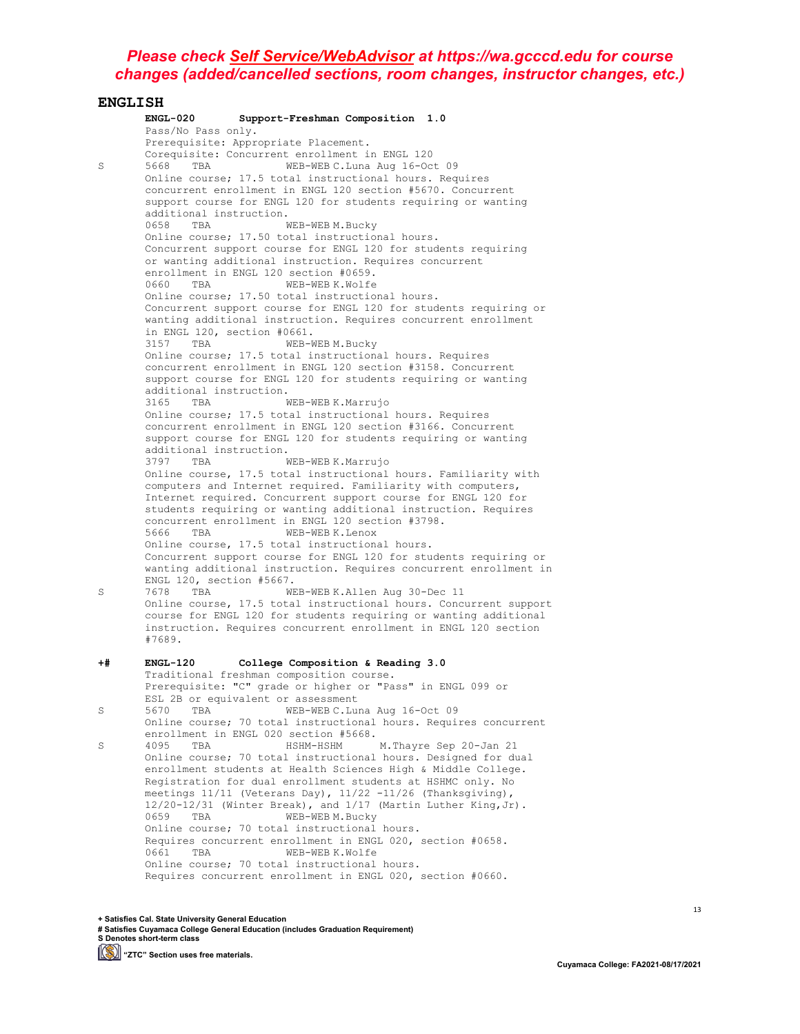***Please check [Self Service/WebAdvisor](https://wa.gcccd.edu) at https://wa.gcccd.edu for course changes (added/cancelled sections, room changes, instructor changes, etc.)***

## ENGLISH

**ENGL-020 Support-Freshman Composition 1.0**

Pass/No Pass only.
Prerequisite: Appropriate Placement.
Corequisite: Concurrent enrollment in ENGL 120

S 5668 TBA WEB-WEB C.Luna Aug 16-Oct 09
Online course; 17.5 total instructional hours. Requires concurrent enrollment in ENGL 120 section #5670. Concurrent support course for ENGL 120 for students requiring or wanting additional instruction.

0658 TBA WEB-WEB M.Bucky
Online course; 17.50 total instructional hours. Concurrent support course for ENGL 120 for students requiring or wanting additional instruction. Requires concurrent enrollment in ENGL 120 section #0659.

0660 TBA WEB-WEB K.Wolfe
Online course; 17.50 total instructional hours. Concurrent support course for ENGL 120 for students requiring or wanting additional instruction. Requires concurrent enrollment in ENGL 120, section #0661.

3157 TBA WEB-WEB M.Bucky
Online course; 17.5 total instructional hours. Requires concurrent enrollment in ENGL 120 section #3158. Concurrent support course for ENGL 120 for students requiring or wanting additional instruction.

3165 TBA WEB-WEB K.Marrujo
Online course; 17.5 total instructional hours. Requires concurrent enrollment in ENGL 120 section #3166. Concurrent support course for ENGL 120 for students requiring or wanting additional instruction.

3797 TBA WEB-WEB K.Marrujo
Online course, 17.5 total instructional hours. Familiarity with computers and Internet required. Familiarity with computers, Internet required. Concurrent support course for ENGL 120 for students requiring or wanting additional instruction. Requires concurrent enrollment in ENGL 120 section #3798.

5666 TBA WEB-WEB K.Lenox
Online course, 17.5 total instructional hours. Concurrent support course for ENGL 120 for students requiring or wanting additional instruction. Requires concurrent enrollment in ENGL 120, section #5667.

S 7678 TBA WEB-WEB K.Allen Aug 30-Dec 11
Online course, 17.5 total instructional hours. Concurrent support course for ENGL 120 for students requiring or wanting additional instruction. Requires concurrent enrollment in ENGL 120 section #7689.

+# **ENGL-120 College Composition & Reading 3.0**

Traditional freshman composition course.
Prerequisite: "C" grade or higher or "Pass" in ENGL 099 or ESL 2B or equivalent or assessment

S 5670 TBA WEB-WEB C.Luna Aug 16-Oct 09
Online course; 70 total instructional hours. Requires concurrent enrollment in ENGL 020 section #5668.

S 4095 TBA HSHM-HSHM M.Thayre Sep 20-Jan 21
Online course; 70 total instructional hours. Designed for dual enrollment students at Health Sciences High & Middle College. Registration for dual enrollment students at HSHMC only. No meetings 11/11 (Veterans Day), 11/22 -11/26 (Thanksgiving), 12/20-12/31 (Winter Break), and 1/17 (Martin Luther King,Jr).

0659 TBA WEB-WEB M.Bucky
Online course; 70 total instructional hours. Requires concurrent enrollment in ENGL 020, section #0658.

0661 TBA WEB-WEB K.Wolfe
Online course; 70 total instructional hours. Requires concurrent enrollment in ENGL 020, section #0660.

**+ Satisfies Cal. State University General Education**
**# Satisfies Cuyamaca College General Education (includes Graduation Requirement)**
**S Denotes short-term class**
**"ZTC" Section uses free materials.**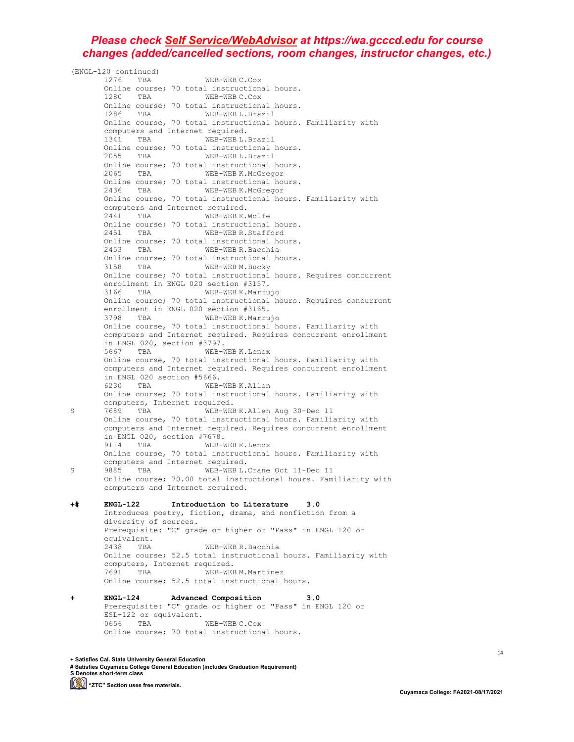***Please check Self Service/WebAdvisor at https://wa.gcccd.edu for course changes (added/cancelled sections, room changes, instructor changes, etc.)***

(ENGL-120 continued)

1276 TBA WEB-WEB C.Cox
Online course; 70 total instructional hours.

1280 TBA WEB-WEB C.Cox
Online course; 70 total instructional hours.

1286 TBA WEB-WEB L.Brazil
Online course, 70 total instructional hours. Familiarity with computers and Internet required.

1341 TBA WEB-WEB L.Brazil
Online course; 70 total instructional hours.

2055 TBA WEB-WEB L.Brazil
Online course; 70 total instructional hours.

2065 TBA WEB-WEB K.McGregor
Online course; 70 total instructional hours.

2436 TBA WEB-WEB K.McGregor
Online course, 70 total instructional hours. Familiarity with computers and Internet required.

2441 TBA WEB-WEB K.Wolfe
Online course; 70 total instructional hours.

2451 TBA WEB-WEB R.Stafford
Online course; 70 total instructional hours.

2453 TBA WEB-WEB R.Bacchia
Online course; 70 total instructional hours.

3158 TBA WEB-WEB M.Bucky
Online course; 70 total instructional hours. Requires concurrent enrollment in ENGL 020 section #3157.

3166 TBA WEB-WEB K.Marrujo
Online course; 70 total instructional hours. Requires concurrent enrollment in ENGL 020 section #3165.

3798 TBA WEB-WEB K.Marrujo
Online course, 70 total instructional hours. Familiarity with computers and Internet required. Requires concurrent enrollment in ENGL 020, section #3797.

5667 TBA WEB-WEB K.Lenox
Online course, 70 total instructional hours. Familiarity with computers and Internet required. Requires concurrent enrollment in ENGL 020 section #5666.

6230 TBA WEB-WEB K.Allen
Online course; 70 total instructional hours. Familiarity with computers, Internet required.

S 7689 TBA WEB-WEB K.Allen Aug 30-Dec 11
Online course, 70 total instructional hours. Familiarity with computers and Internet required. Requires concurrent enrollment in ENGL 020, section #7678.

9114 TBA WEB-WEB K.Lenox
Online course, 70 total instructional hours. Familiarity with computers and Internet required.

S 9885 TBA WEB-WEB L.Crane Oct 11-Dec 11
Online course; 70.00 total instructional hours. Familiarity with computers and Internet required.

**+# ENGL-122 Introduction to Literature 3.0**

Introduces poetry, fiction, drama, and nonfiction from a diversity of sources.
Prerequisite: "C" grade or higher or "Pass" in ENGL 120 or equivalent.

2438 TBA WEB-WEB R.Bacchia
Online course; 52.5 total instructional hours. Familiarity with computers, Internet required.

7691 TBA WEB-WEB M.Martinez
Online course; 52.5 total instructional hours.

**+ ENGL-124 Advanced Composition 3.0**

Prerequisite: "C" grade or higher or "Pass" in ENGL 120 or ESL-122 or equivalent.

0656 TBA WEB-WEB C.Cox
Online course; 70 total instructional hours.

**+ Satisfies Cal. State University General Education**
**# Satisfies Cuyamaca College General Education (includes Graduation Requirement)**
**S Denotes short-term class**
**"ZTC" Section uses free materials.**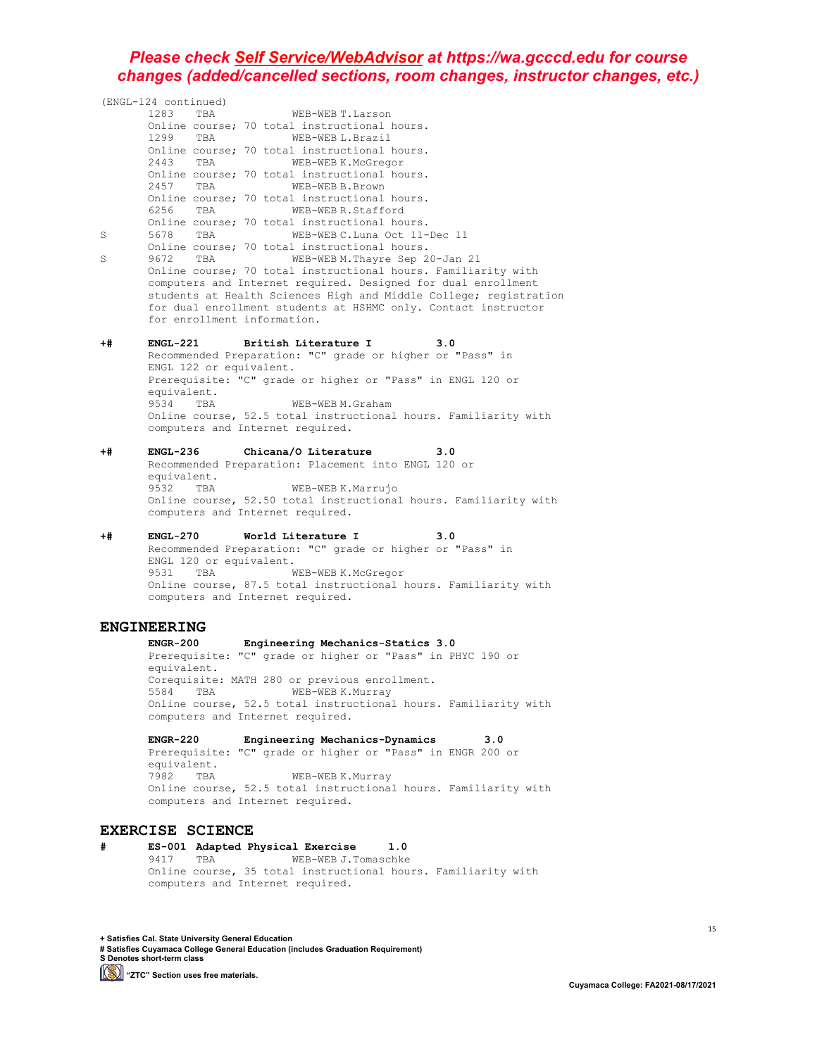***Please check [Self Service/WebAdvisor](https://wa.gcccd.edu) at https://wa.gcccd.edu for course changes (added/cancelled sections, room changes, instructor changes, etc.)***

(ENGL-124 continued)

1283 TBA WEB-WEB T.Larson
Online course; 70 total instructional hours.

1299 TBA WEB-WEB L.Brazil
Online course; 70 total instructional hours.

2443 TBA WEB-WEB K.McGregor
Online course; 70 total instructional hours.

2457 TBA WEB-WEB B.Brown
Online course; 70 total instructional hours.

6256 TBA WEB-WEB R.Stafford
Online course; 70 total instructional hours.

S 5678 TBA WEB-WEB C.Luna Oct 11-Dec 11
Online course; 70 total instructional hours.

S 9672 TBA WEB-WEB M.Thayre Sep 20-Jan 21
Online course; 70 total instructional hours. Familiarity with computers and Internet required. Designed for dual enrollment students at Health Sciences High and Middle College; registration for dual enrollment students at HSHMC only. Contact instructor for enrollment information.

**+# ENGL-221 British Literature I 3.0**
Recommended Preparation: "C" grade or higher or "Pass" in ENGL 122 or equivalent.
Prerequisite: "C" grade or higher or "Pass" in ENGL 120 or equivalent.

9534 TBA WEB-WEB M.Graham
Online course, 52.5 total instructional hours. Familiarity with computers and Internet required.

**+# ENGL-236 Chicana/O Literature 3.0**
Recommended Preparation: Placement into ENGL 120 or equivalent.

9532 TBA WEB-WEB K.Marrujo
Online course, 52.50 total instructional hours. Familiarity with computers and Internet required.

**+# ENGL-270 World Literature I 3.0**
Recommended Preparation: "C" grade or higher or "Pass" in ENGL 120 or equivalent.

9531 TBA WEB-WEB K.McGregor
Online course, 87.5 total instructional hours. Familiarity with computers and Internet required.

## ENGINEERING

**ENGR-200 Engineering Mechanics-Statics 3.0**
Prerequisite: "C" grade or higher or "Pass" in PHYC 190 or equivalent.
Corequisite: MATH 280 or previous enrollment.

5584 TBA WEB-WEB K.Murray
Online course, 52.5 total instructional hours. Familiarity with computers and Internet required.

**ENGR-220 Engineering Mechanics-Dynamics 3.0**
Prerequisite: "C" grade or higher or "Pass" in ENGR 200 or equivalent.

7982 TBA WEB-WEB K.Murray
Online course, 52.5 total instructional hours. Familiarity with computers and Internet required.

## EXERCISE SCIENCE

**# ES-001 Adapted Physical Exercise 1.0**

9417 TBA WEB-WEB J.Tomaschke
Online course, 35 total instructional hours. Familiarity with computers and Internet required.

**+ Satisfies Cal. State University General Education**
**# Satisfies Cuyamaca College General Education (includes Graduation Requirement)**
**S Denotes short-term class**
**"ZTC" Section uses free materials.**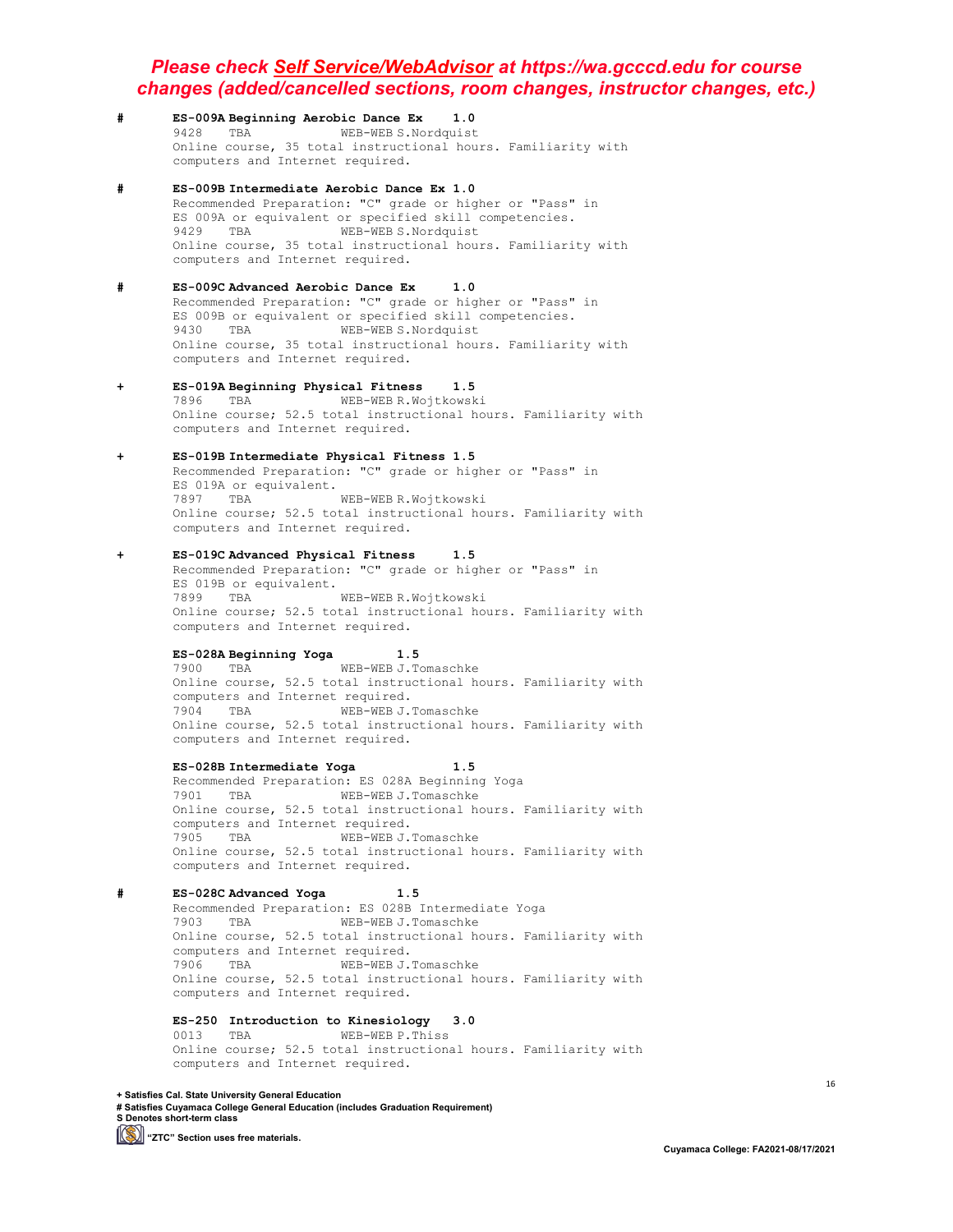***Please check Self Service/WebAdvisor at https://wa.gcccd.edu for course changes (added/cancelled sections, room changes, instructor changes, etc.)***

\# **ES-009A Beginning Aerobic Dance Ex 1.0**
9428 TBA WEB-WEB S.Nordquist
Online course, 35 total instructional hours. Familiarity with computers and Internet required.

\# **ES-009B Intermediate Aerobic Dance Ex 1.0**
Recommended Preparation: "C" grade or higher or "Pass" in ES 009A or equivalent or specified skill competencies.
9429 TBA WEB-WEB S.Nordquist
Online course, 35 total instructional hours. Familiarity with computers and Internet required.

\# **ES-009C Advanced Aerobic Dance Ex 1.0**
Recommended Preparation: "C" grade or higher or "Pass" in ES 009B or equivalent or specified skill competencies.
9430 TBA WEB-WEB S.Nordquist
Online course, 35 total instructional hours. Familiarity with computers and Internet required.

\+ **ES-019A Beginning Physical Fitness 1.5**
7896 TBA WEB-WEB R.Wojtkowski
Online course; 52.5 total instructional hours. Familiarity with computers and Internet required.

\+ **ES-019B Intermediate Physical Fitness 1.5**
Recommended Preparation: "C" grade or higher or "Pass" in ES 019A or equivalent.
7897 TBA WEB-WEB R.Wojtkowski
Online course; 52.5 total instructional hours. Familiarity with computers and Internet required.

\+ **ES-019C Advanced Physical Fitness 1.5**
Recommended Preparation: "C" grade or higher or "Pass" in ES 019B or equivalent.
7899 TBA WEB-WEB R.Wojtkowski
Online course; 52.5 total instructional hours. Familiarity with computers and Internet required.

**ES-028A Beginning Yoga 1.5**
7900 TBA WEB-WEB J.Tomaschke
Online course, 52.5 total instructional hours. Familiarity with computers and Internet required.
7904 TBA WEB-WEB J.Tomaschke
Online course, 52.5 total instructional hours. Familiarity with computers and Internet required.

**ES-028B Intermediate Yoga 1.5**
Recommended Preparation: ES 028A Beginning Yoga
7901 TBA WEB-WEB J.Tomaschke
Online course, 52.5 total instructional hours. Familiarity with computers and Internet required.
7905 TBA WEB-WEB J.Tomaschke
Online course, 52.5 total instructional hours. Familiarity with computers and Internet required.

\# **ES-028C Advanced Yoga 1.5**
Recommended Preparation: ES 028B Intermediate Yoga
7903 TBA WEB-WEB J.Tomaschke
Online course, 52.5 total instructional hours. Familiarity with computers and Internet required.
7906 TBA WEB-WEB J.Tomaschke
Online course, 52.5 total instructional hours. Familiarity with computers and Internet required.

**ES-250 Introduction to Kinesiology 3.0**
0013 TBA WEB-WEB P.Thiss
Online course; 52.5 total instructional hours. Familiarity with computers and Internet required.

**+ Satisfies Cal. State University General Education**
**# Satisfies Cuyamaca College General Education (includes Graduation Requirement)**
**S Denotes short-term class**
**"ZTC" Section uses free materials.**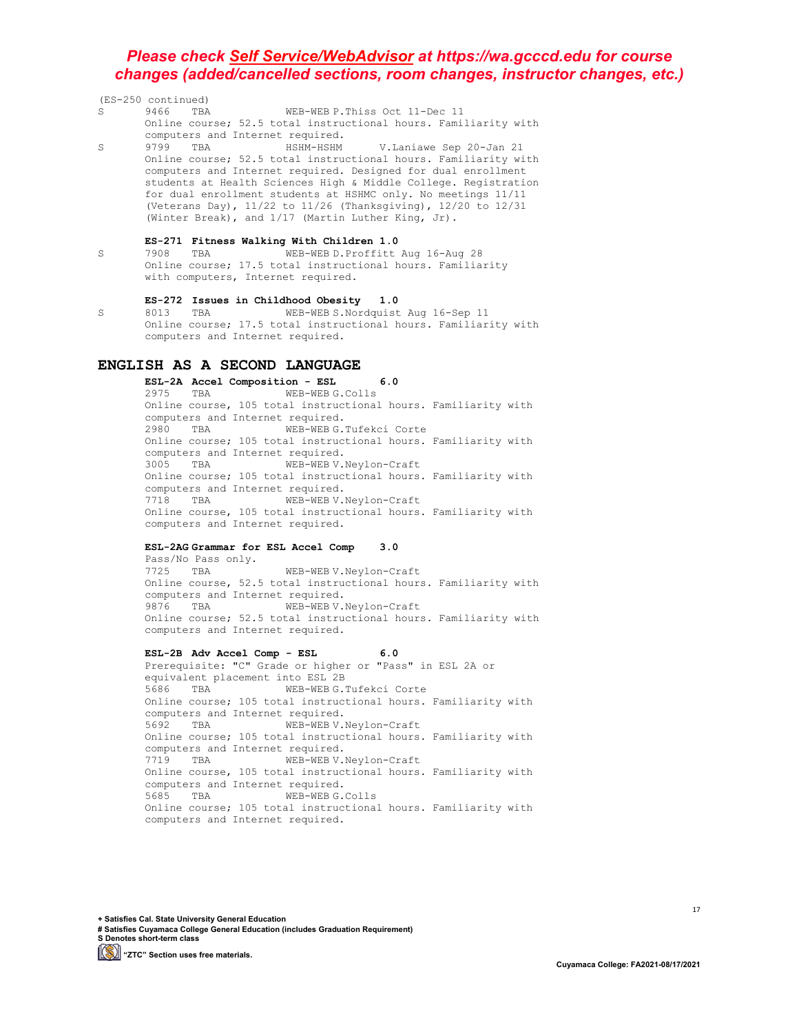*Please check **Self Service/WebAdvisor** at https://wa.gcccd.edu for course changes (added/cancelled sections, room changes, instructor changes, etc.)*

(ES-250 continued)

S 9466 TBA WEB-WEB P.Thiss Oct 11-Dec 11
Online course; 52.5 total instructional hours. Familiarity with computers and Internet required.

S 9799 TBA HSHM-HSHM V.Laniawe Sep 20-Jan 21
Online course; 52.5 total instructional hours. Familiarity with computers and Internet required. Designed for dual enrollment students at Health Sciences High & Middle College. Registration for dual enrollment students at HSHMC only. No meetings 11/11 (Veterans Day), 11/22 to 11/26 (Thanksgiving), 12/20 to 12/31 (Winter Break), and 1/17 (Martin Luther King, Jr).

**ES-271 Fitness Walking With Children 1.0**

S 7908 TBA WEB-WEB D.Proffitt Aug 16-Aug 28
Online course; 17.5 total instructional hours. Familiarity with computers, Internet required.

**ES-272 Issues in Childhood Obesity 1.0**

S 8013 TBA WEB-WEB S.Nordquist Aug 16-Sep 11
Online course; 17.5 total instructional hours. Familiarity with computers and Internet required.

## ENGLISH AS A SECOND LANGUAGE

**ESL-2A Accel Composition - ESL 6.0**

2975 TBA WEB-WEB G.Colls
Online course, 105 total instructional hours. Familiarity with computers and Internet required.

2980 TBA WEB-WEB G.Tufekci Corte
Online course; 105 total instructional hours. Familiarity with computers and Internet required.

3005 TBA WEB-WEB V.Neylon-Craft
Online course; 105 total instructional hours. Familiarity with computers and Internet required.

7718 TBA WEB-WEB V.Neylon-Craft
Online course, 105 total instructional hours. Familiarity with computers and Internet required.

**ESL-2AG Grammar for ESL Accel Comp 3.0**

Pass/No Pass only.

7725 TBA WEB-WEB V.Neylon-Craft
Online course, 52.5 total instructional hours. Familiarity with computers and Internet required.

9876 TBA WEB-WEB V.Neylon-Craft
Online course; 52.5 total instructional hours. Familiarity with computers and Internet required.

**ESL-2B Adv Accel Comp - ESL 6.0**

Prerequisite: "C" Grade or higher or "Pass" in ESL 2A or equivalent placement into ESL 2B

5686 TBA WEB-WEB G.Tufekci Corte
Online course; 105 total instructional hours. Familiarity with computers and Internet required.

5692 TBA WEB-WEB V.Neylon-Craft
Online course; 105 total instructional hours. Familiarity with computers and Internet required.

7719 TBA WEB-WEB V.Neylon-Craft
Online course, 105 total instructional hours. Familiarity with computers and Internet required.

5685 TBA WEB-WEB G.Colls
Online course; 105 total instructional hours. Familiarity with computers and Internet required.

**+ Satisfies Cal. State University General Education**
**# Satisfies Cuyamaca College General Education (includes Graduation Requirement)**
**S Denotes short-term class**
**"ZTC" Section uses free materials.**

**Cuyamaca College: FA2021-08/17/2021**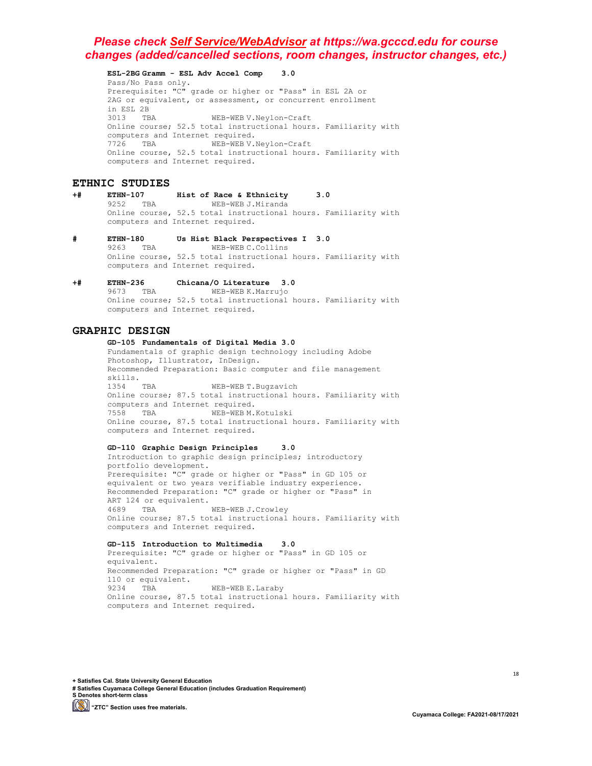*Please check Self Service/WebAdvisor at https://wa.gcccd.edu for course changes (added/cancelled sections, room changes, instructor changes, etc.)*

**ESL-2BG Gramm - ESL Adv Accel Comp 3.0**
Pass/No Pass only.
Prerequisite: "C" grade or higher or "Pass" in ESL 2A or 2AG or equivalent, or assessment, or concurrent enrollment in ESL 2B
3013 TBA WEB-WEB V.Neylon-Craft
Online course; 52.5 total instructional hours. Familiarity with computers and Internet required.
7726 TBA WEB-WEB V.Neylon-Craft
Online course, 52.5 total instructional hours. Familiarity with computers and Internet required.

## ETHNIC STUDIES

+# **ETHN-107 Hist of Race & Ethnicity 3.0**
9252 TBA WEB-WEB J.Miranda
Online course, 52.5 total instructional hours. Familiarity with computers and Internet required.

# **ETHN-180 Us Hist Black Perspectives I 3.0**
9263 TBA WEB-WEB C.Collins
Online course, 52.5 total instructional hours. Familiarity with computers and Internet required.

+# **ETHN-236 Chicana/O Literature 3.0**
9673 TBA WEB-WEB K.Marrujo
Online course; 52.5 total instructional hours. Familiarity with computers and Internet required.

## GRAPHIC DESIGN

**GD-105 Fundamentals of Digital Media 3.0**
Fundamentals of graphic design technology including Adobe Photoshop, Illustrator, InDesign.
Recommended Preparation: Basic computer and file management skills.
1354 TBA WEB-WEB T.Bugzavich
Online course; 87.5 total instructional hours. Familiarity with computers and Internet required.
7558 TBA WEB-WEB M.Kotulski
Online course, 87.5 total instructional hours. Familiarity with computers and Internet required.

**GD-110 Graphic Design Principles 3.0**
Introduction to graphic design principles; introductory portfolio development.
Prerequisite: "C" grade or higher or "Pass" in GD 105 or equivalent or two years verifiable industry experience.
Recommended Preparation: "C" grade or higher or "Pass" in ART 124 or equivalent.
4689 TBA WEB-WEB J.Crowley
Online course; 87.5 total instructional hours. Familiarity with computers and Internet required.

**GD-115 Introduction to Multimedia 3.0**
Prerequisite: "C" grade or higher or "Pass" in GD 105 or equivalent.
Recommended Preparation: "C" grade or higher or "Pass" in GD 110 or equivalent.
9234 TBA WEB-WEB E.Laraby
Online course, 87.5 total instructional hours. Familiarity with computers and Internet required.

**+ Satisfies Cal. State University General Education**
**# Satisfies Cuyamaca College General Education (includes Graduation Requirement)**
**S Denotes short-term class**
**"ZTC" Section uses free materials.**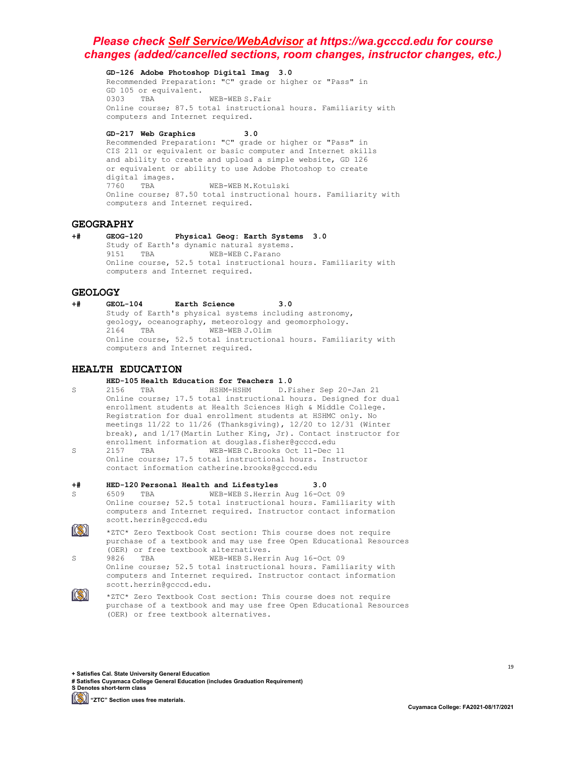*Please check Self Service/WebAdvisor at https://wa.gcccd.edu for course changes (added/cancelled sections, room changes, instructor changes, etc.)*

**GD-126 Adobe Photoshop Digital Imag 3.0**
Recommended Preparation: "C" grade or higher or "Pass" in GD 105 or equivalent.
0303 TBA WEB-WEB S.Fair
Online course; 87.5 total instructional hours. Familiarity with computers and Internet required.

**GD-217 Web Graphics 3.0**
Recommended Preparation: "C" grade or higher or "Pass" in CIS 211 or equivalent or basic computer and Internet skills and ability to create and upload a simple website, GD 126 or equivalent or ability to use Adobe Photoshop to create digital images.
7760 TBA WEB-WEB M.Kotulski
Online course; 87.50 total instructional hours. Familiarity with computers and Internet required.

## GEOGRAPHY

+# **GEOG-120 Physical Geog: Earth Systems 3.0**
Study of Earth's dynamic natural systems.
9151 TBA WEB-WEB C.Farano
Online course, 52.5 total instructional hours. Familiarity with computers and Internet required.

## GEOLOGY

+# **GEOL-104 Earth Science 3.0**
Study of Earth's physical systems including astronomy, geology, oceanography, meteorology and geomorphology.
2164 TBA WEB-WEB J.Olim
Online course, 52.5 total instructional hours. Familiarity with computers and Internet required.

## HEALTH EDUCATION

**HED-105 Health Education for Teachers 1.0**

S 2156 TBA HSHM-HSHM D.Fisher Sep 20-Jan 21
Online course; 17.5 total instructional hours. Designed for dual enrollment students at Health Sciences High & Middle College. Registration for dual enrollment students at HSHMC only. No meetings 11/22 to 11/26 (Thanksgiving), 12/20 to 12/31 (Winter break), and 1/17(Martin Luther King, Jr). Contact instructor for enrollment information at douglas.fisher@gcccd.edu

S 2157 TBA WEB-WEB C.Brooks Oct 11-Dec 11
Online course; 17.5 total instructional hours. Instructor contact information catherine.brooks@gcccd.edu

+# **HED-120 Personal Health and Lifestyles 3.0**

S 6509 TBA WEB-WEB S.Herrin Aug 16-Oct 09
Online course; 52.5 total instructional hours. Familiarity with computers and Internet required. Instructor contact information scott.herrin@gcccd.edu
*ZTC* Zero Textbook Cost section: This course does not require purchase of a textbook and may use free Open Educational Resources (OER) or free textbook alternatives.

S 9826 TBA WEB-WEB S.Herrin Aug 16-Oct 09
Online course; 52.5 total instructional hours. Familiarity with computers and Internet required. Instructor contact information scott.herrin@gcccd.edu.
*ZTC* Zero Textbook Cost section: This course does not require purchase of a textbook and may use free Open Educational Resources (OER) or free textbook alternatives.

**+ Satisfies Cal. State University General Education**
**# Satisfies Cuyamaca College General Education (includes Graduation Requirement)**
**S Denotes short-term class**
**"ZTC" Section uses free materials.**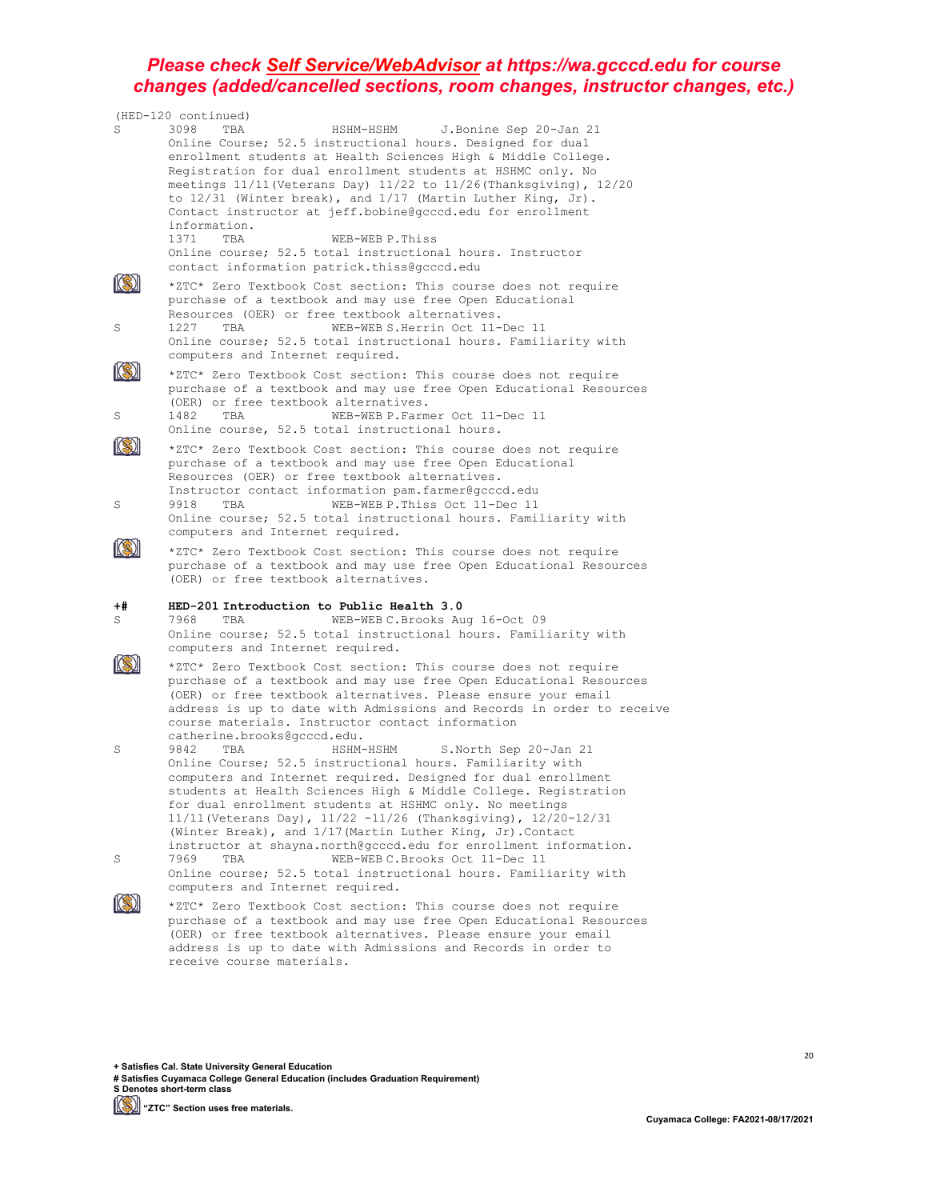***Please check Self Service/WebAdvisor at https://wa.gcccd.edu for course changes (added/cancelled sections, room changes, instructor changes, etc.)***

(HED-120 continued)

S 3098 TBA HSHM-HSHM J.Bonine Sep 20-Jan 21
Online Course; 52.5 instructional hours. Designed for dual enrollment students at Health Sciences High & Middle College. Registration for dual enrollment students at HSHMC only. No meetings 11/11(Veterans Day) 11/22 to 11/26(Thanksgiving), 12/20 to 12/31 (Winter break), and 1/17 (Martin Luther King, Jr). Contact instructor at jeff.bobine@gcccd.edu for enrollment information.

1371 TBA WEB-WEB P.Thiss
Online course; 52.5 total instructional hours. Instructor contact information patrick.thiss@gcccd.edu
*ZTC* Zero Textbook Cost section: This course does not require purchase of a textbook and may use free Open Educational Resources (OER) or free textbook alternatives.

S 1227 TBA WEB-WEB S.Herrin Oct 11-Dec 11
Online course; 52.5 total instructional hours. Familiarity with computers and Internet required.
*ZTC* Zero Textbook Cost section: This course does not require purchase of a textbook and may use free Open Educational Resources (OER) or free textbook alternatives.

S 1482 TBA WEB-WEB P.Farmer Oct 11-Dec 11
Online course, 52.5 total instructional hours.
*ZTC* Zero Textbook Cost section: This course does not require purchase of a textbook and may use free Open Educational Resources (OER) or free textbook alternatives.
Instructor contact information pam.farmer@gcccd.edu

S 9918 TBA WEB-WEB P.Thiss Oct 11-Dec 11
Online course; 52.5 total instructional hours. Familiarity with computers and Internet required.
*ZTC* Zero Textbook Cost section: This course does not require purchase of a textbook and may use free Open Educational Resources (OER) or free textbook alternatives.

**+# HED-201 Introduction to Public Health 3.0**

S 7968 TBA WEB-WEB C.Brooks Aug 16-Oct 09
Online course; 52.5 total instructional hours. Familiarity with computers and Internet required.
*ZTC* Zero Textbook Cost section: This course does not require purchase of a textbook and may use free Open Educational Resources (OER) or free textbook alternatives. Please ensure your email address is up to date with Admissions and Records in order to receive course materials. Instructor contact information catherine.brooks@gcccd.edu.

S 9842 TBA HSHM-HSHM S.North Sep 20-Jan 21
Online Course; 52.5 instructional hours. Familiarity with computers and Internet required. Designed for dual enrollment students at Health Sciences High & Middle College. Registration for dual enrollment students at HSHMC only. No meetings 11/11(Veterans Day), 11/22 -11/26 (Thanksgiving), 12/20-12/31 (Winter Break), and 1/17(Martin Luther King, Jr).Contact instructor at shayna.north@gcccd.edu for enrollment information.

S 7969 TBA WEB-WEB C.Brooks Oct 11-Dec 11
Online course; 52.5 total instructional hours. Familiarity with computers and Internet required.
*ZTC* Zero Textbook Cost section: This course does not require purchase of a textbook and may use free Open Educational Resources (OER) or free textbook alternatives. Please ensure your email address is up to date with Admissions and Records in order to receive course materials.

**+ Satisfies Cal. State University General Education**
**# Satisfies Cuyamaca College General Education (includes Graduation Requirement)**
**S Denotes short-term class**
**"ZTC" Section uses free materials.**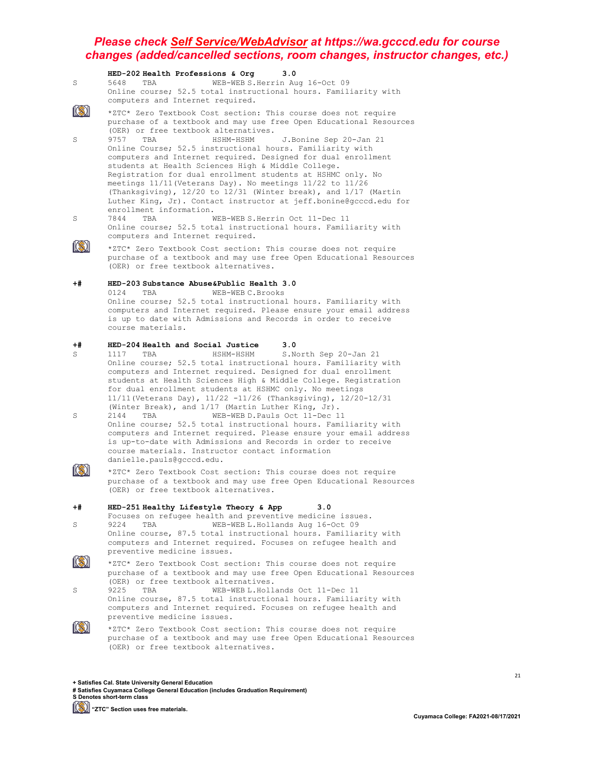***Please check Self Service/WebAdvisor at https://wa.gcccd.edu for course changes (added/cancelled sections, room changes, instructor changes, etc.)***

**HED-202 Health Professions & Org 3.0**

S 5648 TBA WEB-WEB S.Herrin Aug 16-Oct 09
Online course; 52.5 total instructional hours. Familiarity with computers and Internet required.

*ZTC* Zero Textbook Cost section: This course does not require purchase of a textbook and may use free Open Educational Resources (OER) or free textbook alternatives.

S 9757 TBA HSHM-HSHM J.Bonine Sep 20-Jan 21
Online Course; 52.5 instructional hours. Familiarity with computers and Internet required. Designed for dual enrollment students at Health Sciences High & Middle College. Registration for dual enrollment students at HSHMC only. No meetings 11/11(Veterans Day). No meetings 11/22 to 11/26 (Thanksgiving), 12/20 to 12/31 (Winter break), and 1/17 (Martin Luther King, Jr). Contact instructor at jeff.bonine@gcccd.edu for enrollment information.

S 7844 TBA WEB-WEB S.Herrin Oct 11-Dec 11
Online course; 52.5 total instructional hours. Familiarity with computers and Internet required.

*ZTC* Zero Textbook Cost section: This course does not require purchase of a textbook and may use free Open Educational Resources (OER) or free textbook alternatives.

+# **HED-203 Substance Abuse&Public Health 3.0**

0124 TBA WEB-WEB C.Brooks
Online course; 52.5 total instructional hours. Familiarity with computers and Internet required. Please ensure your email address is up to date with Admissions and Records in order to receive course materials.

+# **HED-204 Health and Social Justice 3.0**

S 1117 TBA HSHM-HSHM S.North Sep 20-Jan 21
Online course; 52.5 total instructional hours. Familiarity with computers and Internet required. Designed for dual enrollment students at Health Sciences High & Middle College. Registration for dual enrollment students at HSHMC only. No meetings 11/11(Veterans Day), 11/22 -11/26 (Thanksgiving), 12/20-12/31 (Winter Break), and 1/17 (Martin Luther King, Jr).

S 2144 TBA WEB-WEB D.Pauls Oct 11-Dec 11
Online course; 52.5 total instructional hours. Familiarity with computers and Internet required. Please ensure your email address is up-to-date with Admissions and Records in order to receive course materials. Instructor contact information danielle.pauls@gcccd.edu.

*ZTC* Zero Textbook Cost section: This course does not require purchase of a textbook and may use free Open Educational Resources (OER) or free textbook alternatives.

+# **HED-251 Healthy Lifestyle Theory & App 3.0**

Focuses on refugee health and preventive medicine issues.

S 9224 TBA WEB-WEB L.Hollands Aug 16-Oct 09
Online course, 87.5 total instructional hours. Familiarity with computers and Internet required. Focuses on refugee health and preventive medicine issues.

*ZTC* Zero Textbook Cost section: This course does not require purchase of a textbook and may use free Open Educational Resources (OER) or free textbook alternatives.

S 9225 TBA WEB-WEB L.Hollands Oct 11-Dec 11
Online course, 87.5 total instructional hours. Familiarity with computers and Internet required. Focuses on refugee health and preventive medicine issues.

*ZTC* Zero Textbook Cost section: This course does not require purchase of a textbook and may use free Open Educational Resources (OER) or free textbook alternatives.

**+ Satisfies Cal. State University General Education**
**# Satisfies Cuyamaca College General Education (includes Graduation Requirement)**
**S Denotes short-term class**
**"ZTC" Section uses free materials.**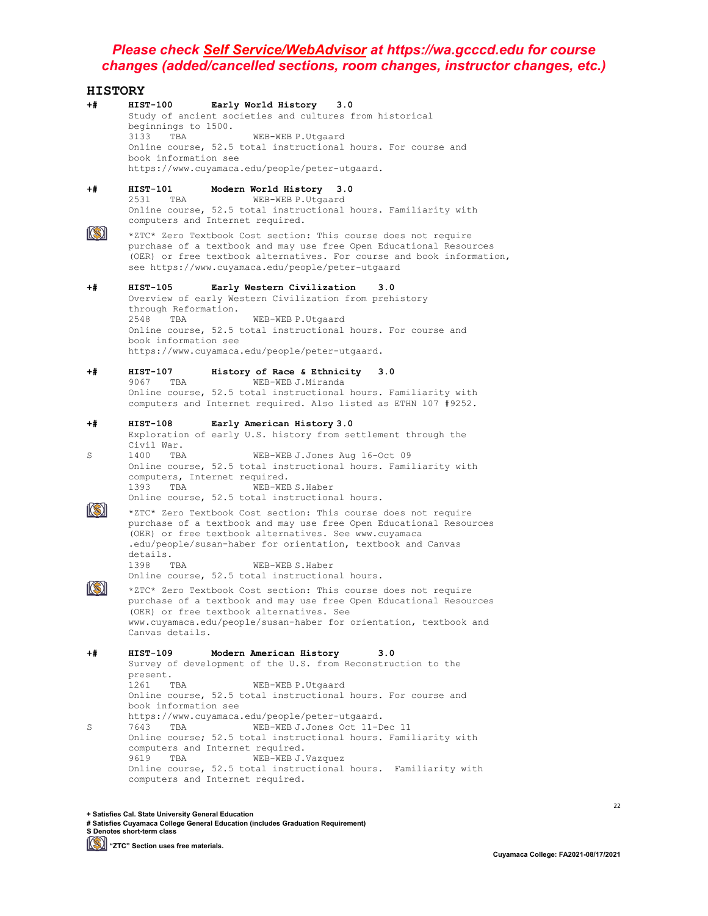***Please check <u>Self Service/WebAdvisor</u> at https://wa.gcccd.edu for course changes (added/cancelled sections, room changes, instructor changes, etc.)***

## HISTORY

**+# HIST-100 Early World History 3.0**

Study of ancient societies and cultures from historical beginnings to 1500.

3133 TBA WEB-WEB P.Utgaard
Online course, 52.5 total instructional hours. For course and book information see https://www.cuyamaca.edu/people/peter-utgaard.

**+# HIST-101 Modern World History 3.0**

2531 TBA WEB-WEB P.Utgaard
Online course, 52.5 total instructional hours. Familiarity with computers and Internet required.

\*ZTC\* Zero Textbook Cost section: This course does not require purchase of a textbook and may use free Open Educational Resources (OER) or free textbook alternatives. For course and book information, see https://www.cuyamaca.edu/people/peter-utgaard

**+# HIST-105 Early Western Civilization 3.0**

Overview of early Western Civilization from prehistory through Reformation.

2548 TBA WEB-WEB P.Utgaard
Online course, 52.5 total instructional hours. For course and book information see https://www.cuyamaca.edu/people/peter-utgaard.

**+# HIST-107 History of Race & Ethnicity 3.0**

9067 TBA WEB-WEB J.Miranda
Online course, 52.5 total instructional hours. Familiarity with computers and Internet required. Also listed as ETHN 107 #9252.

**+# HIST-108 Early American History 3.0**

Exploration of early U.S. history from settlement through the Civil War.

S 1400 TBA WEB-WEB J.Jones Aug 16-Oct 09
Online course, 52.5 total instructional hours. Familiarity with computers, Internet required.

1393 TBA WEB-WEB S.Haber
Online course, 52.5 total instructional hours.

\*ZTC\* Zero Textbook Cost section: This course does not require purchase of a textbook and may use free Open Educational Resources (OER) or free textbook alternatives. See www.cuyamaca .edu/people/susan-haber for orientation, textbook and Canvas details.

1398 TBA WEB-WEB S.Haber
Online course, 52.5 total instructional hours.

\*ZTC\* Zero Textbook Cost section: This course does not require purchase of a textbook and may use free Open Educational Resources (OER) or free textbook alternatives. See www.cuyamaca.edu/people/susan-haber for orientation, textbook and Canvas details.

**+# HIST-109 Modern American History 3.0**

Survey of development of the U.S. from Reconstruction to the present.

1261 TBA WEB-WEB P.Utgaard
Online course, 52.5 total instructional hours. For course and book information see https://www.cuyamaca.edu/people/peter-utgaard.

S 7643 TBA WEB-WEB J.Jones Oct 11-Dec 11
Online course; 52.5 total instructional hours. Familiarity with computers and Internet required.

9619 TBA WEB-WEB J.Vazquez
Online course, 52.5 total instructional hours. Familiarity with computers and Internet required.

**+ Satisfies Cal. State University General Education**
**# Satisfies Cuyamaca College General Education (includes Graduation Requirement)**
**S Denotes short-term class**
**"ZTC" Section uses free materials.**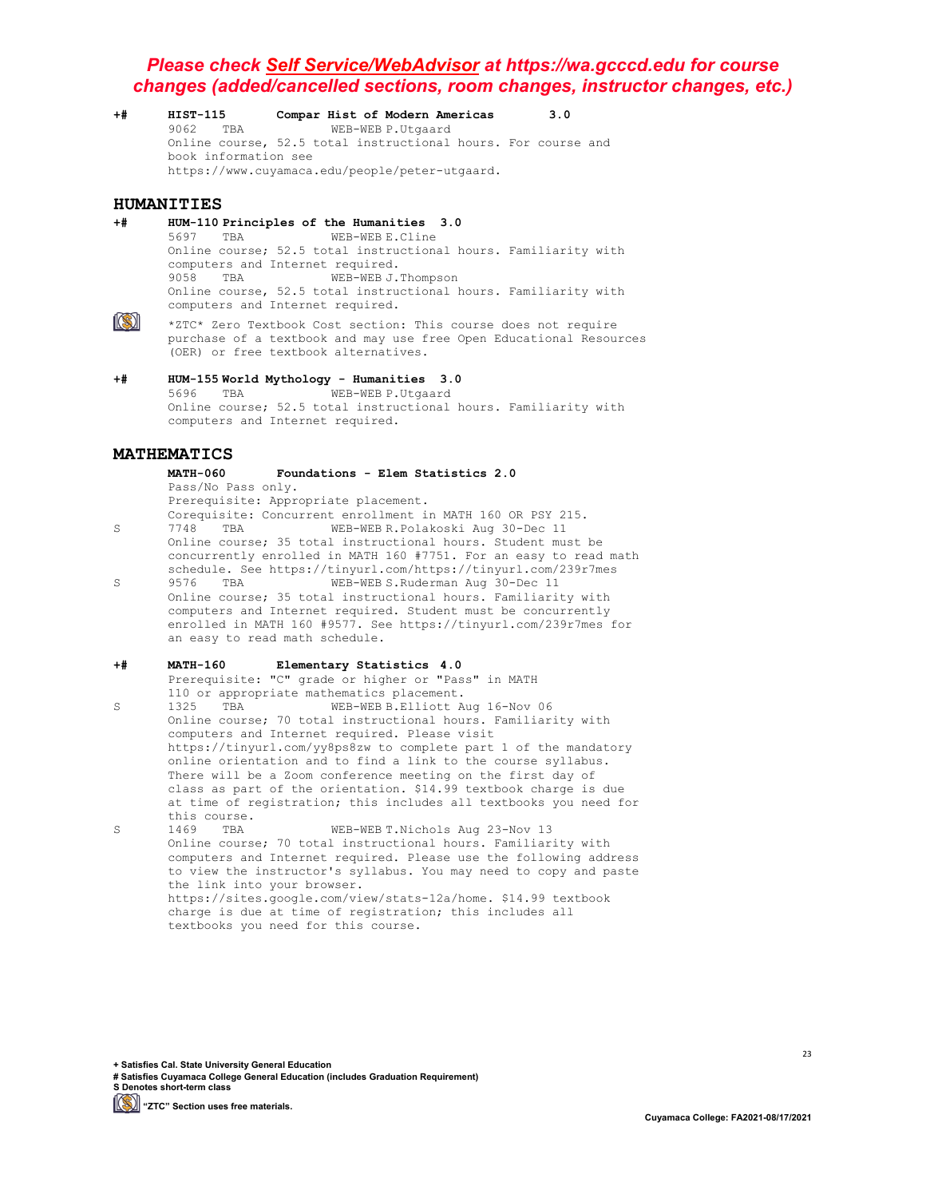***Please check Self Service/WebAdvisor at https://wa.gcccd.edu for course changes (added/cancelled sections, room changes, instructor changes, etc.)***

**+# HIST-115 Compar Hist of Modern Americas 3.0**

9062 TBA WEB-WEB P.Utgaard
Online course, 52.5 total instructional hours. For course and book information see https://www.cuyamaca.edu/people/peter-utgaard.

## HUMANITIES

**+# HUM-110 Principles of the Humanities 3.0**

5697 TBA WEB-WEB E.Cline
Online course; 52.5 total instructional hours. Familiarity with computers and Internet required.

9058 TBA WEB-WEB J.Thompson
Online course, 52.5 total instructional hours. Familiarity with computers and Internet required.

*ZTC* Zero Textbook Cost section: This course does not require purchase of a textbook and may use free Open Educational Resources (OER) or free textbook alternatives.

**+# HUM-155 World Mythology - Humanities 3.0**

5696 TBA WEB-WEB P.Utgaard
Online course; 52.5 total instructional hours. Familiarity with computers and Internet required.

## MATHEMATICS

**MATH-060 Foundations - Elem Statistics 2.0**

Pass/No Pass only.
Prerequisite: Appropriate placement.
Corequisite: Concurrent enrollment in MATH 160 OR PSY 215.

S 7748 TBA WEB-WEB R.Polakoski Aug 30-Dec 11
Online course; 35 total instructional hours. Student must be concurrently enrolled in MATH 160 #7751. For an easy to read math schedule. See https://tinyurl.com/https://tinyurl.com/239r7mes

S 9576 TBA WEB-WEB S.Ruderman Aug 30-Dec 11
Online course; 35 total instructional hours. Familiarity with computers and Internet required. Student must be concurrently enrolled in MATH 160 #9577. See https://tinyurl.com/239r7mes for an easy to read math schedule.

**+# MATH-160 Elementary Statistics 4.0**

Prerequisite: "C" grade or higher or "Pass" in MATH 110 or appropriate mathematics placement.

S 1325 TBA WEB-WEB B.Elliott Aug 16-Nov 06
Online course; 70 total instructional hours. Familiarity with computers and Internet required. Please visit https://tinyurl.com/yy8ps8zw to complete part 1 of the mandatory online orientation and to find a link to the course syllabus. There will be a Zoom conference meeting on the first day of class as part of the orientation. $14.99 textbook charge is due at time of registration; this includes all textbooks you need for this course.

S 1469 TBA WEB-WEB T.Nichols Aug 23-Nov 13
Online course; 70 total instructional hours. Familiarity with computers and Internet required. Please use the following address to view the instructor's syllabus. You may need to copy and paste the link into your browser. https://sites.google.com/view/stats-12a/home. $14.99 textbook charge is due at time of registration; this includes all textbooks you need for this course.

**+ Satisfies Cal. State University General Education**
**# Satisfies Cuyamaca College General Education (includes Graduation Requirement)**
**S Denotes short-term class**
**"ZTC" Section uses free materials.**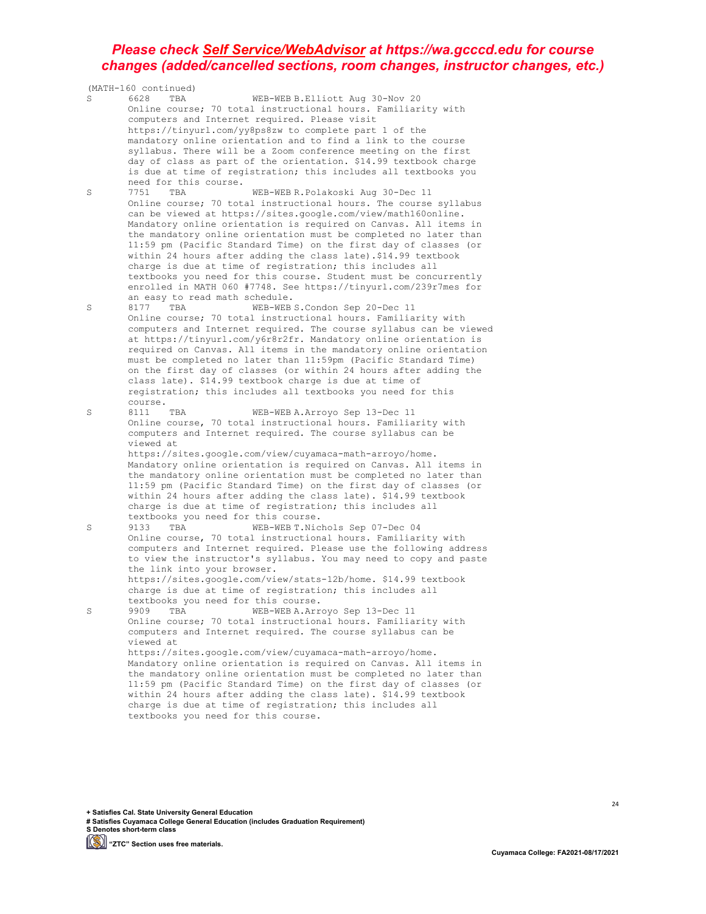***Please check Self Service/WebAdvisor at https://wa.gcccd.edu for course changes (added/cancelled sections, room changes, instructor changes, etc.)***

(MATH-160 continued)

S 6628 TBA WEB-WEB B.Elliott Aug 30-Nov 20
Online course; 70 total instructional hours. Familiarity with computers and Internet required. Please visit https://tinyurl.com/yy8ps8zw to complete part 1 of the mandatory online orientation and to find a link to the course syllabus. There will be a Zoom conference meeting on the first day of class as part of the orientation. $14.99 textbook charge is due at time of registration; this includes all textbooks you need for this course.

S 7751 TBA WEB-WEB R.Polakoski Aug 30-Dec 11
Online course; 70 total instructional hours. The course syllabus can be viewed at https://sites.google.com/view/math160online. Mandatory online orientation is required on Canvas. All items in the mandatory online orientation must be completed no later than 11:59 pm (Pacific Standard Time) on the first day of classes (or within 24 hours after adding the class late).$14.99 textbook charge is due at time of registration; this includes all textbooks you need for this course. Student must be concurrently enrolled in MATH 060 #7748. See https://tinyurl.com/239r7mes for an easy to read math schedule.

S 8177 TBA WEB-WEB S.Condon Sep 20-Dec 11
Online course; 70 total instructional hours. Familiarity with computers and Internet required. The course syllabus can be viewed at https://tinyurl.com/y6r8r2fr. Mandatory online orientation is required on Canvas. All items in the mandatory online orientation must be completed no later than 11:59pm (Pacific Standard Time) on the first day of classes (or within 24 hours after adding the class late). $14.99 textbook charge is due at time of registration; this includes all textbooks you need for this course.

S 8111 TBA WEB-WEB A.Arroyo Sep 13-Dec 11
Online course, 70 total instructional hours. Familiarity with computers and Internet required. The course syllabus can be viewed at https://sites.google.com/view/cuyamaca-math-arroyo/home. Mandatory online orientation is required on Canvas. All items in the mandatory online orientation must be completed no later than 11:59 pm (Pacific Standard Time) on the first day of classes (or within 24 hours after adding the class late). $14.99 textbook charge is due at time of registration; this includes all textbooks you need for this course.

S 9133 TBA WEB-WEB T.Nichols Sep 07-Dec 04
Online course, 70 total instructional hours. Familiarity with computers and Internet required. Please use the following address to view the instructor's syllabus. You may need to copy and paste the link into your browser. https://sites.google.com/view/stats-12b/home. $14.99 textbook charge is due at time of registration; this includes all textbooks you need for this course.

S 9909 TBA WEB-WEB A.Arroyo Sep 13-Dec 11
Online course; 70 total instructional hours. Familiarity with computers and Internet required. The course syllabus can be viewed at https://sites.google.com/view/cuyamaca-math-arroyo/home. Mandatory online orientation is required on Canvas. All items in the mandatory online orientation must be completed no later than 11:59 pm (Pacific Standard Time) on the first day of classes (or within 24 hours after adding the class late). $14.99 textbook charge is due at time of registration; this includes all textbooks you need for this course.

**+ Satisfies Cal. State University General Education**
**# Satisfies Cuyamaca College General Education (includes Graduation Requirement)**
**S Denotes short-term class**
**"ZTC" Section uses free materials.**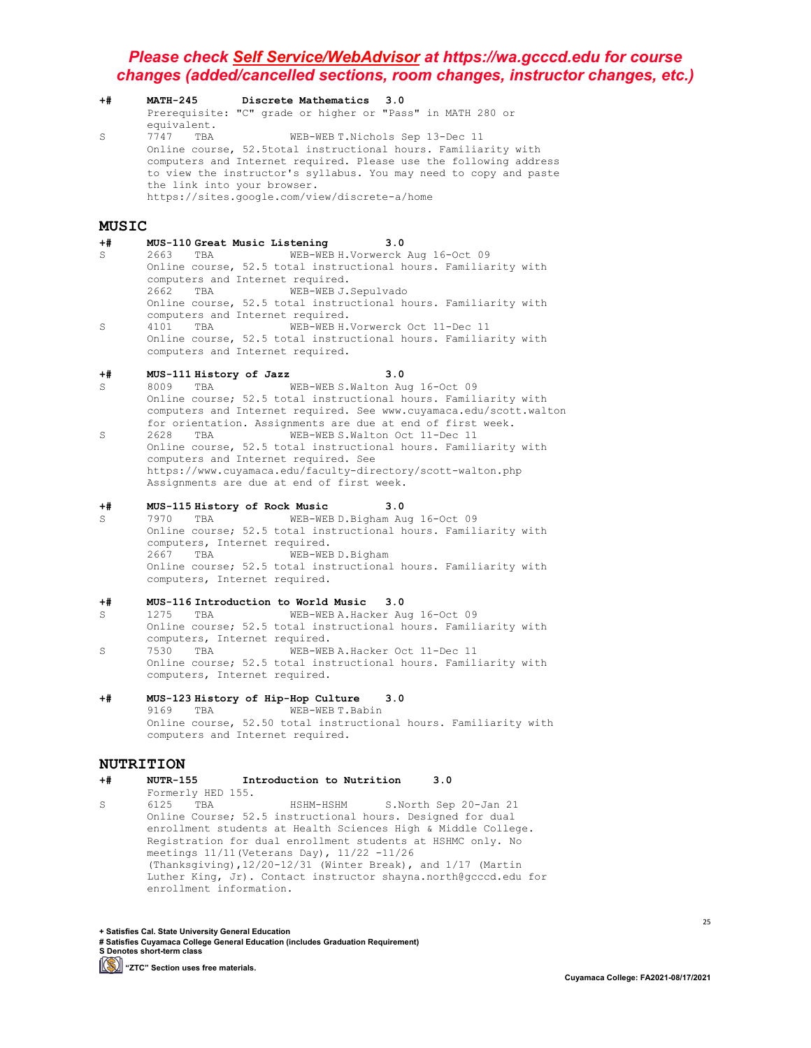***Please check Self Service/WebAdvisor at https://wa.gcccd.edu for course changes (added/cancelled sections, room changes, instructor changes, etc.)***

**+# MATH-245 Discrete Mathematics 3.0**

Prerequisite: "C" grade or higher or "Pass" in MATH 280 or equivalent.

S 7747 TBA WEB-WEB T.Nichols Sep 13-Dec 11
Online course, 52.5total instructional hours. Familiarity with computers and Internet required. Please use the following address to view the instructor's syllabus. You may need to copy and paste the link into your browser.
https://sites.google.com/view/discrete-a/home

## MUSIC

**+# MUS-110 Great Music Listening 3.0**

S 2663 TBA WEB-WEB H.Vorwerck Aug 16-Oct 09
Online course, 52.5 total instructional hours. Familiarity with computers and Internet required.

2662 TBA WEB-WEB J.Sepulvado
Online course, 52.5 total instructional hours. Familiarity with computers and Internet required.

S 4101 TBA WEB-WEB H.Vorwerck Oct 11-Dec 11
Online course, 52.5 total instructional hours. Familiarity with computers and Internet required.

**+# MUS-111 History of Jazz 3.0**

S 8009 TBA WEB-WEB S.Walton Aug 16-Oct 09
Online course; 52.5 total instructional hours. Familiarity with computers and Internet required. See www.cuyamaca.edu/scott.walton for orientation. Assignments are due at end of first week.

S 2628 TBA WEB-WEB S.Walton Oct 11-Dec 11
Online course, 52.5 total instructional hours. Familiarity with computers and Internet required. See https://www.cuyamaca.edu/faculty-directory/scott-walton.php Assignments are due at end of first week.

**+# MUS-115 History of Rock Music 3.0**

S 7970 TBA WEB-WEB D.Bigham Aug 16-Oct 09
Online course; 52.5 total instructional hours. Familiarity with computers, Internet required.

2667 TBA WEB-WEB D.Bigham
Online course; 52.5 total instructional hours. Familiarity with computers, Internet required.

**+# MUS-116 Introduction to World Music 3.0**

S 1275 TBA WEB-WEB A.Hacker Aug 16-Oct 09
Online course; 52.5 total instructional hours. Familiarity with computers, Internet required.

S 7530 TBA WEB-WEB A.Hacker Oct 11-Dec 11
Online course; 52.5 total instructional hours. Familiarity with computers, Internet required.

**+# MUS-123 History of Hip-Hop Culture 3.0**

9169 TBA WEB-WEB T.Babin
Online course, 52.50 total instructional hours. Familiarity with computers and Internet required.

## NUTRITION

**+# NUTR-155 Introduction to Nutrition 3.0**

Formerly HED 155.

S 6125 TBA HSHM-HSHM S.North Sep 20-Jan 21
Online Course; 52.5 instructional hours. Designed for dual enrollment students at Health Sciences High & Middle College. Registration for dual enrollment students at HSHMC only. No meetings 11/11(Veterans Day), 11/22 -11/26 (Thanksgiving),12/20-12/31 (Winter Break), and 1/17 (Martin Luther King, Jr). Contact instructor shayna.north@gcccd.edu for enrollment information.

**+ Satisfies Cal. State University General Education**
**# Satisfies Cuyamaca College General Education (includes Graduation Requirement)**
**S Denotes short-term class**
**"ZTC" Section uses free materials.**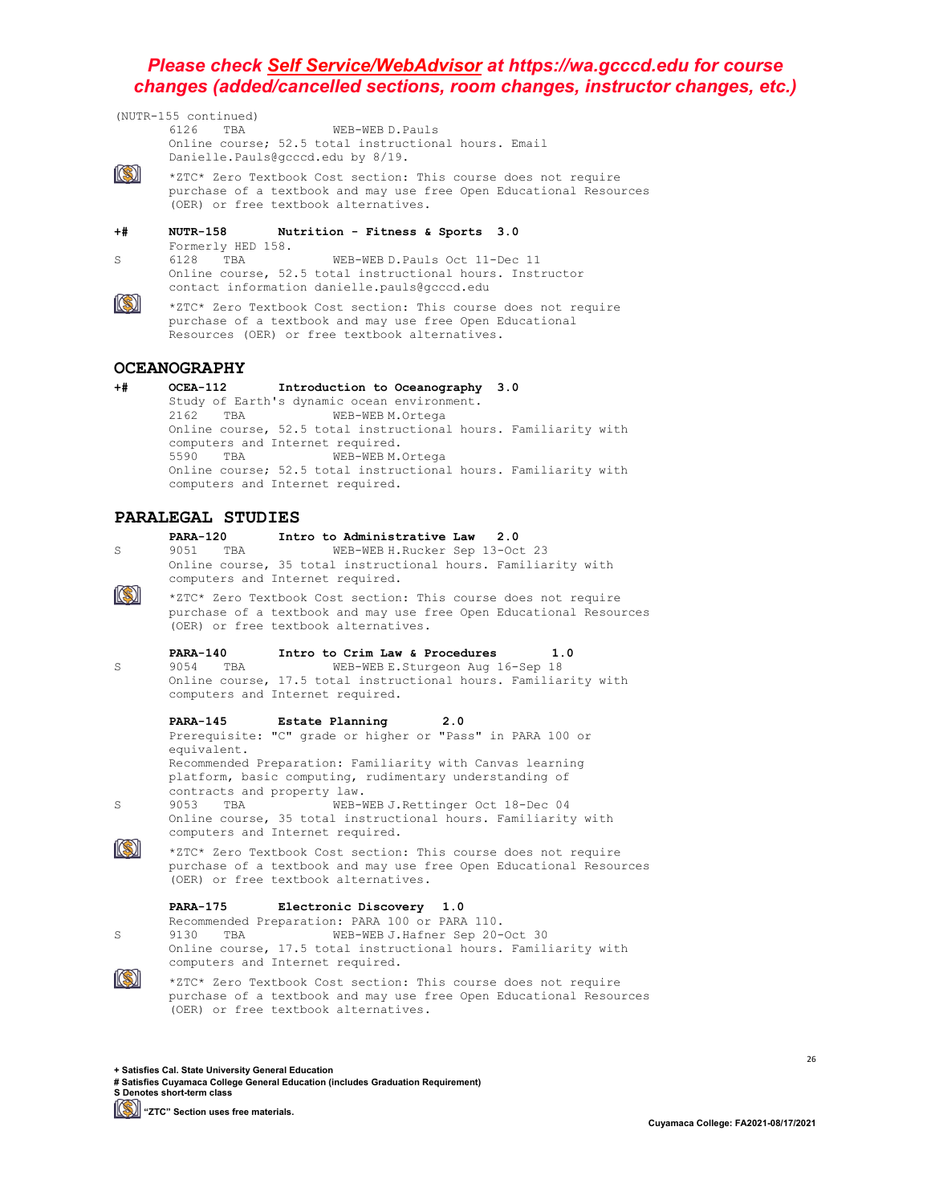***Please check [Self Service/WebAdvisor](https://wa.gcccd.edu) at https://wa.gcccd.edu for course changes (added/cancelled sections, room changes, instructor changes, etc.)***

(NUTR-155 continued)

6126 TBA WEB-WEB D.Pauls
Online course; 52.5 total instructional hours. Email Danielle.Pauls@gcccd.edu by 8/19.

*ZTC* Zero Textbook Cost section: This course does not require purchase of a textbook and may use free Open Educational Resources (OER) or free textbook alternatives.

+# **NUTR-158 Nutrition - Fitness & Sports 3.0**
Formerly HED 158.

S 6128 TBA WEB-WEB D.Pauls Oct 11-Dec 11
Online course, 52.5 total instructional hours. Instructor contact information danielle.pauls@gcccd.edu

*ZTC* Zero Textbook Cost section: This course does not require purchase of a textbook and may use free Open Educational Resources (OER) or free textbook alternatives.

## OCEANOGRAPHY

+# **OCEA-112 Introduction to Oceanography 3.0**
Study of Earth's dynamic ocean environment.

2162 TBA WEB-WEB M.Ortega
Online course, 52.5 total instructional hours. Familiarity with computers and Internet required.

5590 TBA WEB-WEB M.Ortega
Online course; 52.5 total instructional hours. Familiarity with computers and Internet required.

## PARALEGAL STUDIES

**PARA-120 Intro to Administrative Law 2.0**

S 9051 TBA WEB-WEB H.Rucker Sep 13-Oct 23
Online course, 35 total instructional hours. Familiarity with computers and Internet required.

*ZTC* Zero Textbook Cost section: This course does not require purchase of a textbook and may use free Open Educational Resources (OER) or free textbook alternatives.

**PARA-140 Intro to Crim Law & Procedures 1.0**

S 9054 TBA WEB-WEB E.Sturgeon Aug 16-Sep 18
Online course, 17.5 total instructional hours. Familiarity with computers and Internet required.

**PARA-145 Estate Planning 2.0**
Prerequisite: "C" grade or higher or "Pass" in PARA 100 or equivalent.
Recommended Preparation: Familiarity with Canvas learning platform, basic computing, rudimentary understanding of contracts and property law.

S 9053 TBA WEB-WEB J.Rettinger Oct 18-Dec 04
Online course, 35 total instructional hours. Familiarity with computers and Internet required.

*ZTC* Zero Textbook Cost section: This course does not require purchase of a textbook and may use free Open Educational Resources (OER) or free textbook alternatives.

**PARA-175 Electronic Discovery 1.0**
Recommended Preparation: PARA 100 or PARA 110.

S 9130 TBA WEB-WEB J.Hafner Sep 20-Oct 30
Online course, 17.5 total instructional hours. Familiarity with computers and Internet required.

*ZTC* Zero Textbook Cost section: This course does not require purchase of a textbook and may use free Open Educational Resources (OER) or free textbook alternatives.

**+ Satisfies Cal. State University General Education**
**# Satisfies Cuyamaca College General Education (includes Graduation Requirement)**
**S Denotes short-term class**
**"ZTC" Section uses free materials.**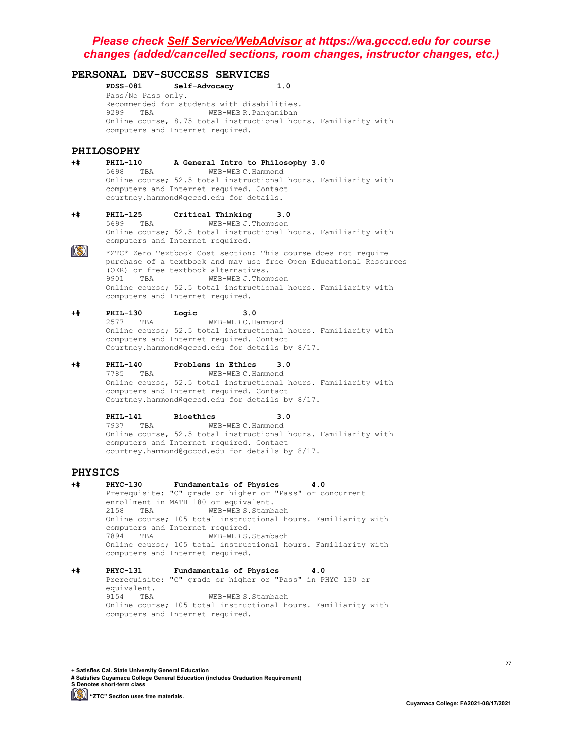***Please check Self Service/WebAdvisor at https://wa.gcccd.edu for course changes (added/cancelled sections, room changes, instructor changes, etc.)***

## PERSONAL DEV-SUCCESS SERVICES

**PDSS-081 Self-Advocacy 1.0**

Pass/No Pass only.
Recommended for students with disabilities.
9299 TBA WEB-WEB R.Panganiban
Online course, 8.75 total instructional hours. Familiarity with computers and Internet required.

## PHILOSOPHY

+# **PHIL-110 A General Intro to Philosophy 3.0**

5698 TBA WEB-WEB C.Hammond
Online course; 52.5 total instructional hours. Familiarity with computers and Internet required. Contact courtney.hammond@gcccd.edu for details.

+# **PHIL-125 Critical Thinking 3.0**

5699 TBA WEB-WEB J.Thompson
Online course; 52.5 total instructional hours. Familiarity with computers and Internet required.

*ZTC* Zero Textbook Cost section: This course does not require purchase of a textbook and may use free Open Educational Resources (OER) or free textbook alternatives.
9901 TBA WEB-WEB J.Thompson
Online course; 52.5 total instructional hours. Familiarity with computers and Internet required.

+# **PHIL-130 Logic 3.0**

2577 TBA WEB-WEB C.Hammond
Online course; 52.5 total instructional hours. Familiarity with computers and Internet required. Contact Courtney.hammond@gcccd.edu for details by 8/17.

+# **PHIL-140 Problems in Ethics 3.0**

7785 TBA WEB-WEB C.Hammond
Online course, 52.5 total instructional hours. Familiarity with computers and Internet required. Contact Courtney.hammond@gcccd.edu for details by 8/17.

**PHIL-141 Bioethics 3.0**

7937 TBA WEB-WEB C.Hammond
Online course, 52.5 total instructional hours. Familiarity with computers and Internet required. Contact courtney.hammond@gcccd.edu for details by 8/17.

## PHYSICS

+# **PHYC-130 Fundamentals of Physics 4.0**

Prerequisite: "C" grade or higher or "Pass" or concurrent enrollment in MATH 180 or equivalent.
2158 TBA WEB-WEB S.Stambach
Online course; 105 total instructional hours. Familiarity with computers and Internet required.
7894 TBA WEB-WEB S.Stambach
Online course; 105 total instructional hours. Familiarity with computers and Internet required.

+# **PHYC-131 Fundamentals of Physics 4.0**

Prerequisite: "C" grade or higher or "Pass" in PHYC 130 or equivalent.
9154 TBA WEB-WEB S.Stambach
Online course; 105 total instructional hours. Familiarity with computers and Internet required.

**+ Satisfies Cal. State University General Education**
**# Satisfies Cuyamaca College General Education (includes Graduation Requirement)**
**S Denotes short-term class**
**"ZTC" Section uses free materials.**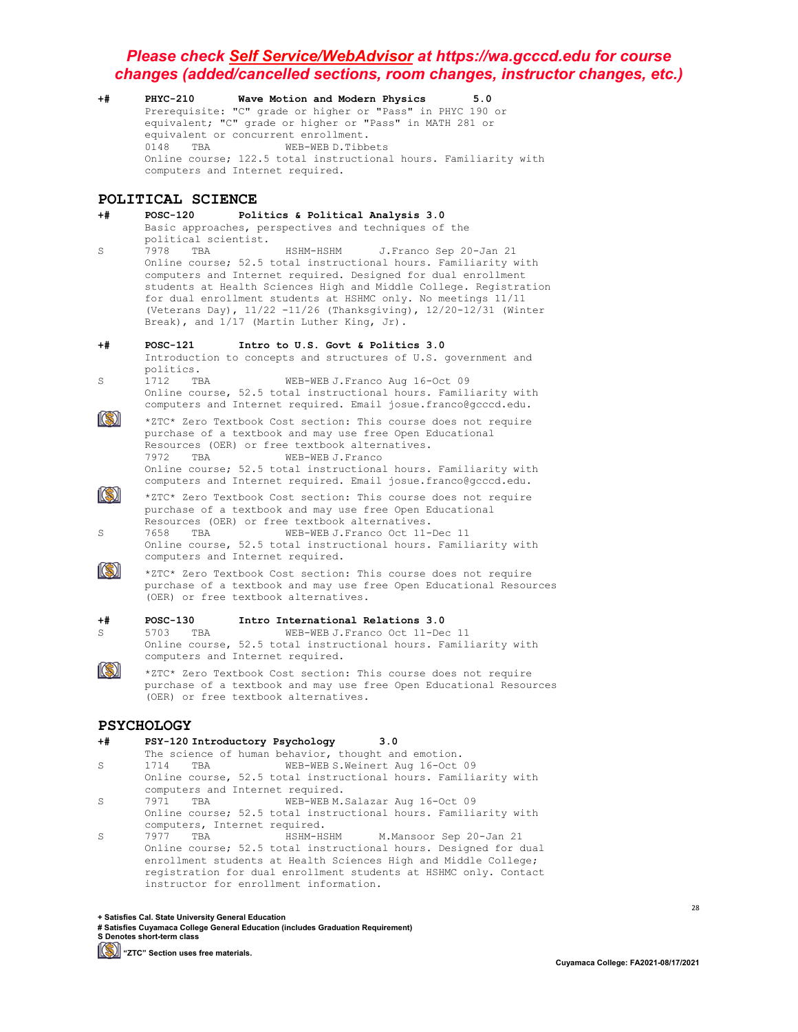*Please check Self Service/WebAdvisor at https://wa.gcccd.edu for course changes (added/cancelled sections, room changes, instructor changes, etc.)*

**+# PHYC-210 Wave Motion and Modern Physics 5.0**

Prerequisite: "C" grade or higher or "Pass" in PHYC 190 or equivalent; "C" grade or higher or "Pass" in MATH 281 or equivalent or concurrent enrollment.

0148 TBA WEB-WEB D.Tibbets
Online course; 122.5 total instructional hours. Familiarity with computers and Internet required.

## POLITICAL SCIENCE

**+# POSC-120 Politics & Political Analysis 3.0**

Basic approaches, perspectives and techniques of the political scientist.

S 7978 TBA HSHM-HSHM J.Franco Sep 20-Jan 21
Online course; 52.5 total instructional hours. Familiarity with computers and Internet required. Designed for dual enrollment students at Health Sciences High and Middle College. Registration for dual enrollment students at HSHMC only. No meetings 11/11 (Veterans Day), 11/22 -11/26 (Thanksgiving), 12/20-12/31 (Winter Break), and 1/17 (Martin Luther King, Jr).

**+# POSC-121 Intro to U.S. Govt & Politics 3.0**

Introduction to concepts and structures of U.S. government and politics.

S 1712 TBA WEB-WEB J.Franco Aug 16-Oct 09
Online course, 52.5 total instructional hours. Familiarity with computers and Internet required. Email josue.franco@gcccd.edu.

*ZTC* Zero Textbook Cost section: This course does not require purchase of a textbook and may use free Open Educational Resources (OER) or free textbook alternatives.

7972 TBA WEB-WEB J.Franco
Online course; 52.5 total instructional hours. Familiarity with computers and Internet required. Email josue.franco@gcccd.edu.

*ZTC* Zero Textbook Cost section: This course does not require purchase of a textbook and may use free Open Educational Resources (OER) or free textbook alternatives.

S 7658 TBA WEB-WEB J.Franco Oct 11-Dec 11
Online course, 52.5 total instructional hours. Familiarity with computers and Internet required.

*ZTC* Zero Textbook Cost section: This course does not require purchase of a textbook and may use free Open Educational Resources (OER) or free textbook alternatives.

**+# POSC-130 Intro International Relations 3.0**

S 5703 TBA WEB-WEB J.Franco Oct 11-Dec 11
Online course, 52.5 total instructional hours. Familiarity with computers and Internet required.

*ZTC* Zero Textbook Cost section: This course does not require purchase of a textbook and may use free Open Educational Resources (OER) or free textbook alternatives.

## PSYCHOLOGY

**+# PSY-120 Introductory Psychology 3.0**

The science of human behavior, thought and emotion.

S 1714 TBA WEB-WEB S.Weinert Aug 16-Oct 09
Online course, 52.5 total instructional hours. Familiarity with computers and Internet required.

S 7971 TBA WEB-WEB M.Salazar Aug 16-Oct 09
Online course; 52.5 total instructional hours. Familiarity with computers, Internet required.

S 7977 TBA HSHM-HSHM M.Mansoor Sep 20-Jan 21
Online course; 52.5 total instructional hours. Designed for dual enrollment students at Health Sciences High and Middle College; registration for dual enrollment students at HSHMC only. Contact instructor for enrollment information.

**+ Satisfies Cal. State University General Education**
**# Satisfies Cuyamaca College General Education (includes Graduation Requirement)**
**S Denotes short-term class**
**"ZTC" Section uses free materials.**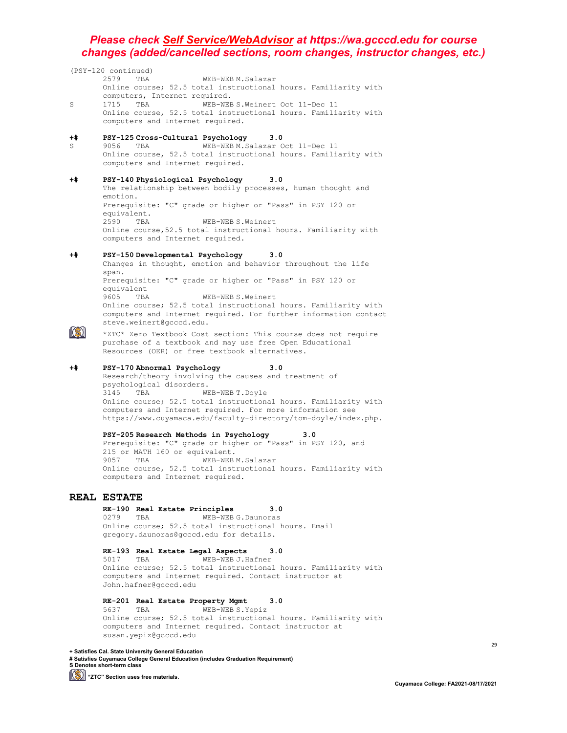**Please check *Self Service/WebAdvisor* at https://wa.gcccd.edu for course changes (added/cancelled sections, room changes, instructor changes, etc.)**

(PSY-120 continued)

2579 TBA WEB-WEB M.Salazar
Online course; 52.5 total instructional hours. Familiarity with computers, Internet required.

S 1715 TBA WEB-WEB S.Weinert Oct 11-Dec 11
Online course, 52.5 total instructional hours. Familiarity with computers and Internet required.

+# **PSY-125 Cross-Cultural Psychology 3.0**

S 9056 TBA WEB-WEB M.Salazar Oct 11-Dec 11
Online course, 52.5 total instructional hours. Familiarity with computers and Internet required.

+# **PSY-140 Physiological Psychology 3.0**

The relationship between bodily processes, human thought and emotion.
Prerequisite: "C" grade or higher or "Pass" in PSY 120 or equivalent.

2590 TBA WEB-WEB S.Weinert
Online course,52.5 total instructional hours. Familiarity with computers and Internet required.

+# **PSY-150 Developmental Psychology 3.0**

Changes in thought, emotion and behavior throughout the life span.
Prerequisite: "C" grade or higher or "Pass" in PSY 120 or equivalent

9605 TBA WEB-WEB S.Weinert
Online course; 52.5 total instructional hours. Familiarity with computers and Internet required. For further information contact steve.weinert@gcccd.edu.

*ZTC* Zero Textbook Cost section: This course does not require purchase of a textbook and may use free Open Educational Resources (OER) or free textbook alternatives.

+# **PSY-170 Abnormal Psychology 3.0**

Research/theory involving the causes and treatment of psychological disorders.

3145 TBA WEB-WEB T.Doyle
Online course; 52.5 total instructional hours. Familiarity with computers and Internet required. For more information see https://www.cuyamaca.edu/faculty-directory/tom-doyle/index.php.

**PSY-205 Research Methods in Psychology 3.0**

Prerequisite: "C" grade or higher or "Pass" in PSY 120, and 215 or MATH 160 or equivalent.

9057 TBA WEB-WEB M.Salazar
Online course, 52.5 total instructional hours. Familiarity with computers and Internet required.

## REAL ESTATE

**RE-190 Real Estate Principles 3.0**

0279 TBA WEB-WEB G.Daunoras
Online course; 52.5 total instructional hours. Email gregory.daunoras@gcccd.edu for details.

**RE-193 Real Estate Legal Aspects 3.0**

5017 TBA WEB-WEB J.Hafner
Online course; 52.5 total instructional hours. Familiarity with computers and Internet required. Contact instructor at John.hafner@gcccd.edu

**RE-201 Real Estate Property Mgmt 3.0**

5637 TBA WEB-WEB S.Yepiz
Online course; 52.5 total instructional hours. Familiarity with computers and Internet required. Contact instructor at susan.yepiz@gcccd.edu

**+ Satisfies Cal. State University General Education**
**# Satisfies Cuyamaca College General Education (includes Graduation Requirement)**
**S Denotes short-term class**
**"ZTC" Section uses free materials.**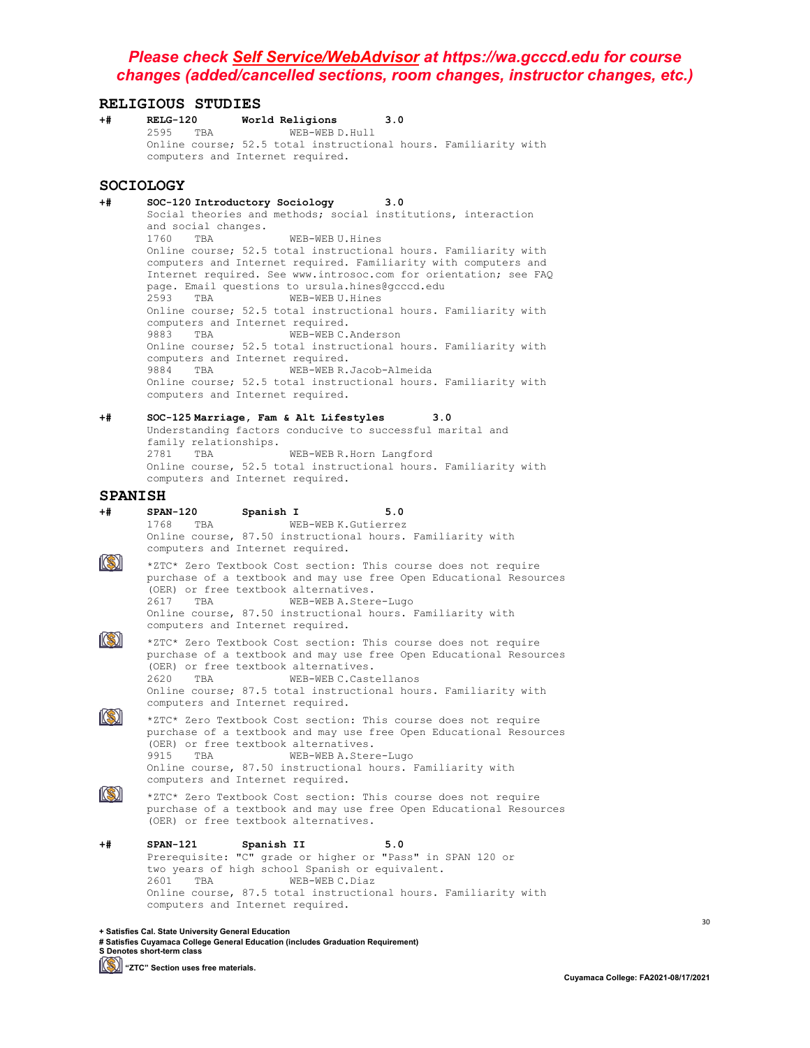***Please check [Self Service/WebAdvisor](https://wa.gcccd.edu) at https://wa.gcccd.edu for course changes (added/cancelled sections, room changes, instructor changes, etc.)***

## RELIGIOUS STUDIES

**+#** **RELG-120** **World Religions** **3.0**

2595 TBA WEB-WEB D.Hull

Online course; 52.5 total instructional hours. Familiarity with computers and Internet required.

## SOCIOLOGY

**+#** **SOC-120 Introductory Sociology** **3.0**

Social theories and methods; social institutions, interaction and social changes.

1760 TBA WEB-WEB U.Hines

Online course; 52.5 total instructional hours. Familiarity with computers and Internet required. Familiarity with computers and Internet required. See www.introsoc.com for orientation; see FAQ page. Email questions to ursula.hines@gcccd.edu

2593 TBA WEB-WEB U.Hines

Online course; 52.5 total instructional hours. Familiarity with computers and Internet required.

9883 TBA WEB-WEB C.Anderson

Online course; 52.5 total instructional hours. Familiarity with computers and Internet required.

9884 TBA WEB-WEB R.Jacob-Almeida

Online course; 52.5 total instructional hours. Familiarity with computers and Internet required.

**+#** **SOC-125 Marriage, Fam & Alt Lifestyles** **3.0**

Understanding factors conducive to successful marital and family relationships.

2781 TBA WEB-WEB R.Horn Langford

Online course, 52.5 total instructional hours. Familiarity with computers and Internet required.

## SPANISH

**+#** **SPAN-120** **Spanish I** **5.0**

1768 TBA WEB-WEB K.Gutierrez

Online course, 87.50 instructional hours. Familiarity with computers and Internet required.

*ZTC* Zero Textbook Cost section: This course does not require purchase of a textbook and may use free Open Educational Resources (OER) or free textbook alternatives.

2617 TBA WEB-WEB A.Stere-Lugo

Online course, 87.50 instructional hours. Familiarity with computers and Internet required.

*ZTC* Zero Textbook Cost section: This course does not require purchase of a textbook and may use free Open Educational Resources (OER) or free textbook alternatives.

2620 TBA WEB-WEB C.Castellanos

Online course; 87.5 total instructional hours. Familiarity with computers and Internet required.

*ZTC* Zero Textbook Cost section: This course does not require purchase of a textbook and may use free Open Educational Resources (OER) or free textbook alternatives.

9915 TBA WEB-WEB A.Stere-Lugo

Online course, 87.50 instructional hours. Familiarity with computers and Internet required.

*ZTC* Zero Textbook Cost section: This course does not require purchase of a textbook and may use free Open Educational Resources (OER) or free textbook alternatives.

**+#** **SPAN-121** **Spanish II** **5.0**

Prerequisite: "C" grade or higher or "Pass" in SPAN 120 or two years of high school Spanish or equivalent.

2601 TBA WEB-WEB C.Diaz

Online course, 87.5 total instructional hours. Familiarity with computers and Internet required.

**+ Satisfies Cal. State University General Education**
**# Satisfies Cuyamaca College General Education (includes Graduation Requirement)**
**S Denotes short-term class**
**"ZTC" Section uses free materials.**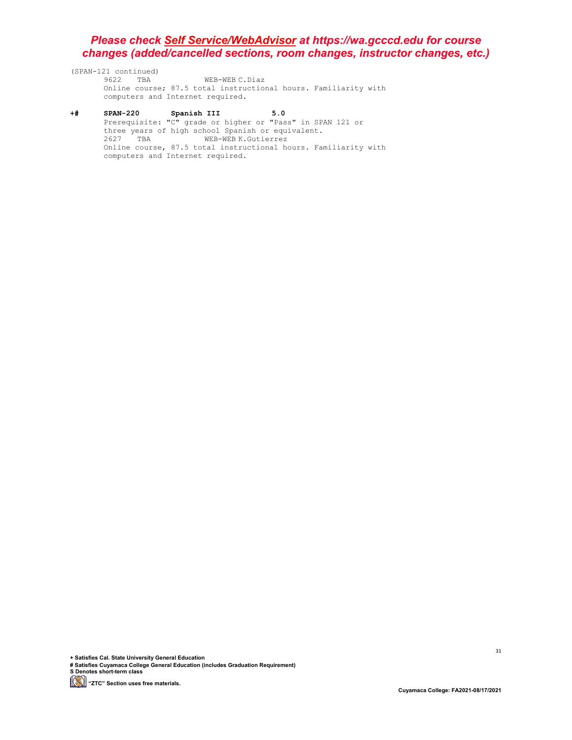***Please check <u>Self Service/WebAdvisor</u> at https://wa.gcccd.edu for course changes (added/cancelled sections, room changes, instructor changes, etc.)***

(SPAN-121 continued)

9622 TBA WEB-WEB C.Diaz
Online course; 87.5 total instructional hours. Familiarity with computers and Internet required.

**+# SPAN-220 Spanish III 5.0**

Prerequisite: "C" grade or higher or "Pass" in SPAN 121 or three years of high school Spanish or equivalent.

2627 TBA WEB-WEB K.Gutierrez
Online course, 87.5 total instructional hours. Familiarity with computers and Internet required.

**+ Satisfies Cal. State University General Education**
**# Satisfies Cuyamaca College General Education (includes Graduation Requirement)**
**S Denotes short-term class**
**"ZTC" Section uses free materials.**

**Cuyamaca College: FA2021-08/17/2021**